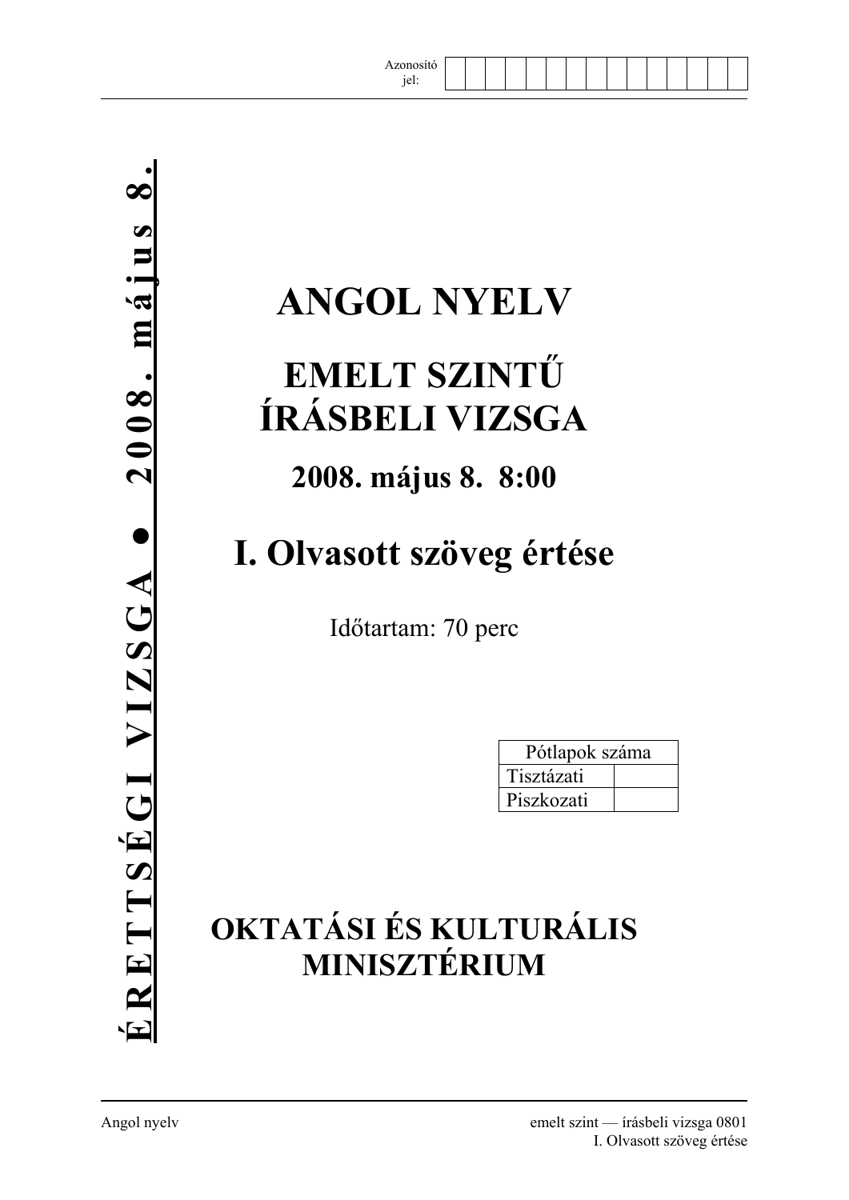Azonosító jel:

ÉRETTSÉGI VIZSGA • 2008. május 8.

# ANGOL NYELV

## EMELT SZINTŰ ÍRÁSBELI VIZSGA

### 2008. május 8. 8:00

## I. Olvasott szöveg értése

Időtartam: 70 perc

| Pótlapok száma | |
|---|---|
| Tisztázati | |
| Piszkozati | |

**OKTATÁSI ÉS KULTURÁLIS MINISZTÉRIUM**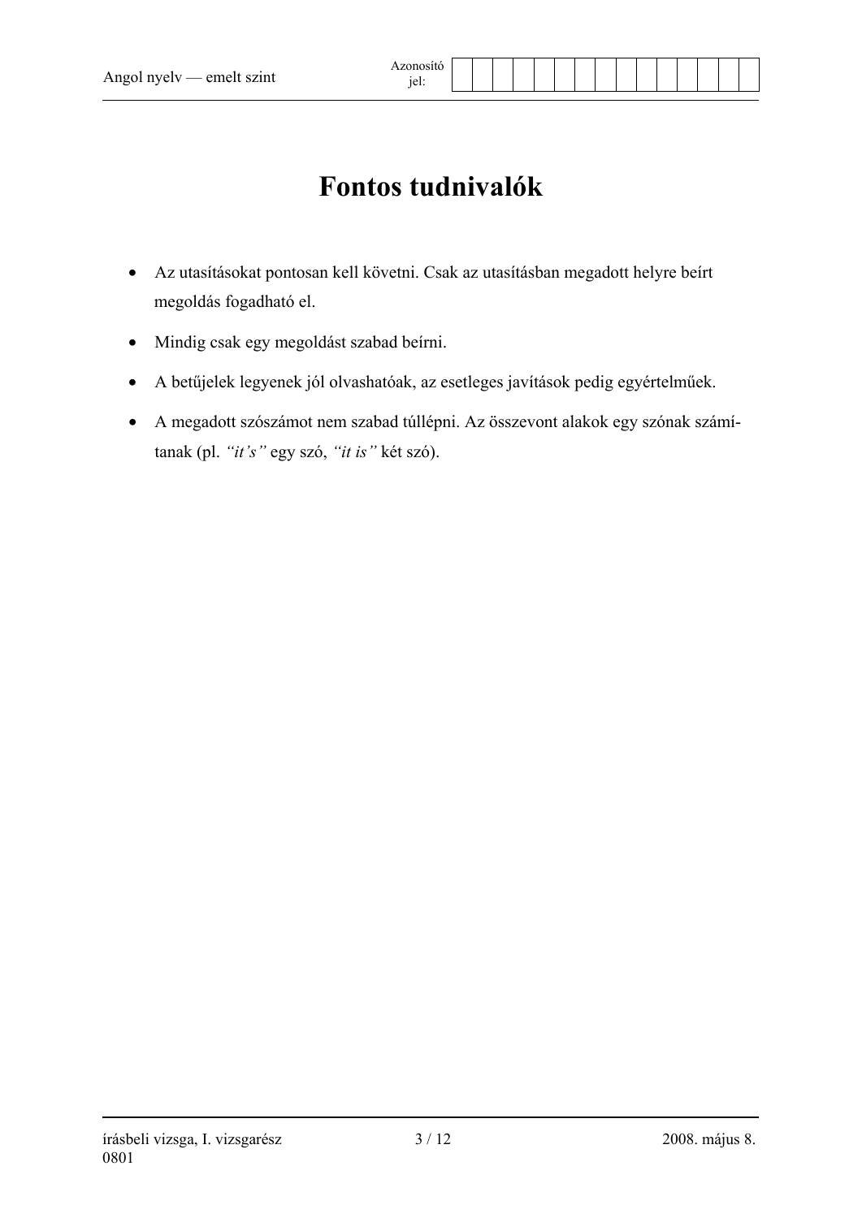# Fontos tudnivalók

- Az utasításokat pontosan kell követni. Csak az utasításban megadott helyre beírt megoldás fogadható el.
- Mindig csak egy megoldást szabad beírni.
- A betűjelek legyenek jól olvashatóak, az esetleges javítások pedig egyértelműek.
- A megadott szószámot nem szabad túllépni. Az összevont alakok egy szónak számítanak (pl. *"it's"* egy szó, *"it is"* két szó).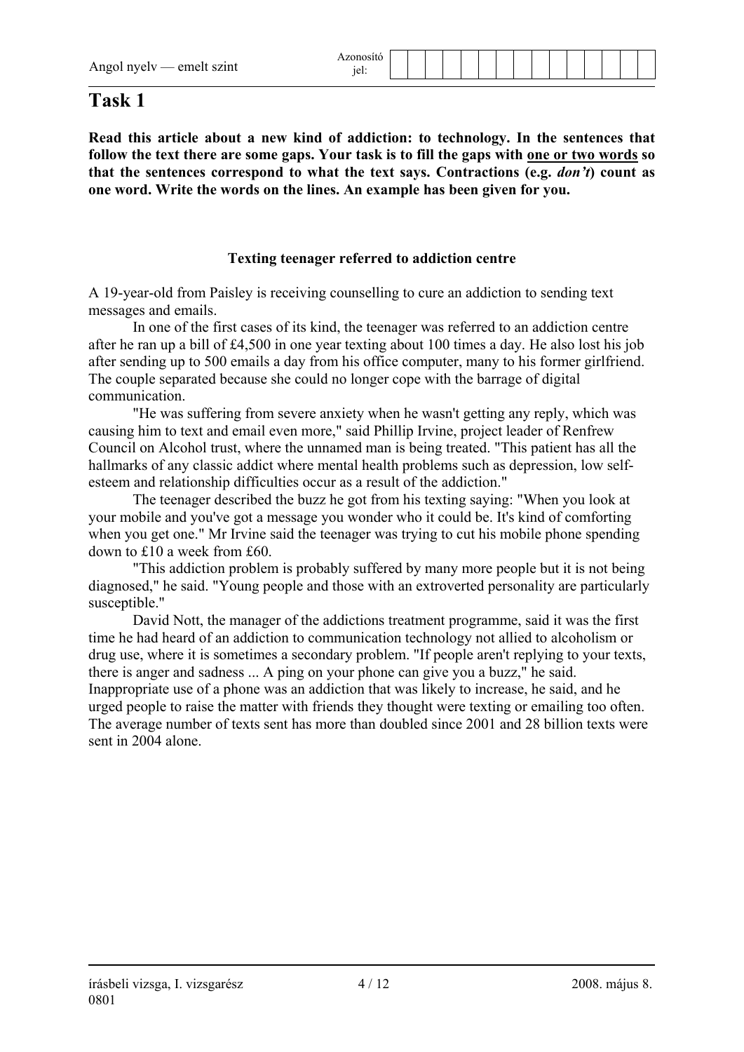# Task 1

**Read this article about a new kind of addiction: to technology. In the sentences that follow the text there are some gaps. Your task is to fill the gaps with <u>one or two words</u> so that the sentences correspond to what the text says. Contractions (e.g. *don't*) count as one word. Write the words on the lines. An example has been given for you.**

### Texting teenager referred to addiction centre

A 19-year-old from Paisley is receiving counselling to cure an addiction to sending text messages and emails.

In one of the first cases of its kind, the teenager was referred to an addiction centre after he ran up a bill of £4,500 in one year texting about 100 times a day. He also lost his job after sending up to 500 emails a day from his office computer, many to his former girlfriend. The couple separated because she could no longer cope with the barrage of digital communication.

"He was suffering from severe anxiety when he wasn't getting any reply, which was causing him to text and email even more," said Phillip Irvine, project leader of Renfrew Council on Alcohol trust, where the unnamed man is being treated. "This patient has all the hallmarks of any classic addict where mental health problems such as depression, low self-esteem and relationship difficulties occur as a result of the addiction."

The teenager described the buzz he got from his texting saying: "When you look at your mobile and you've got a message you wonder who it could be. It's kind of comforting when you get one." Mr Irvine said the teenager was trying to cut his mobile phone spending down to £10 a week from £60.

"This addiction problem is probably suffered by many more people but it is not being diagnosed," he said. "Young people and those with an extroverted personality are particularly susceptible."

David Nott, the manager of the addictions treatment programme, said it was the first time he had heard of an addiction to communication technology not allied to alcoholism or drug use, where it is sometimes a secondary problem. "If people aren't replying to your texts, there is anger and sadness ... A ping on your phone can give you a buzz," he said. Inappropriate use of a phone was an addiction that was likely to increase, he said, and he urged people to raise the matter with friends they thought were texting or emailing too often. The average number of texts sent has more than doubled since 2001 and 28 billion texts were sent in 2004 alone.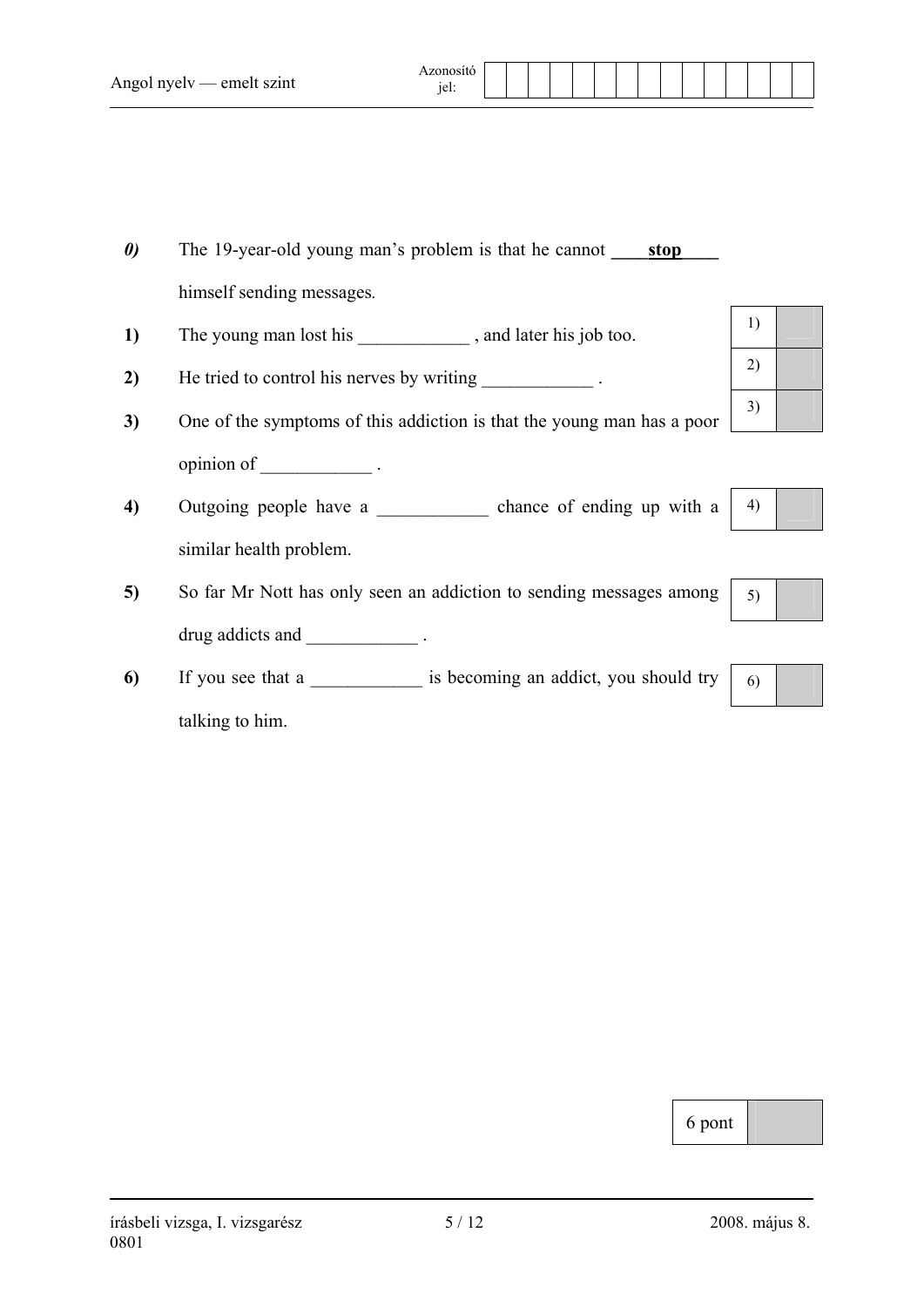*0)* The 19-year-old young man's problem is that he cannot ____**stop**____ himself sending messages.

**1)** The young man lost his ____________ , and later his job too.

**2)** He tried to control his nerves by writing ____________ .

**3)** One of the symptoms of this addiction is that the young man has a poor opinion of ____________ .

**4)** Outgoing people have a ____________ chance of ending up with a similar health problem.

**5)** So far Mr Nott has only seen an addiction to sending messages among drug addicts and ____________ .

**6)** If you see that a ____________ is becoming an addict, you should try talking to him.

| | |
|---|---|
| 1) | |
| 2) | |
| 3) | |
| 4) | |
| 5) | |
| 6) | |

| | |
|---|---|
| 6 pont | |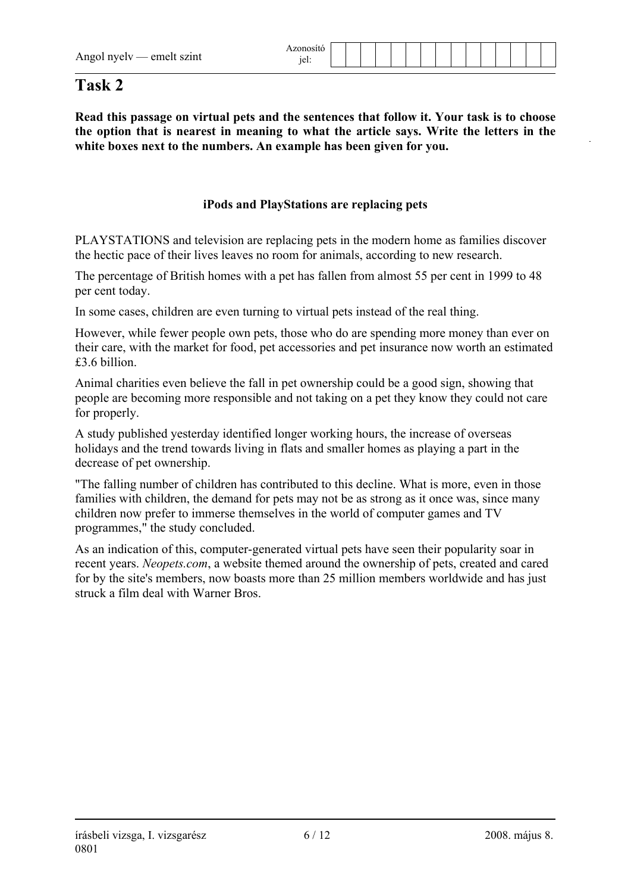# Task 2

**Read this passage on virtual pets and the sentences that follow it. Your task is to choose the option that is nearest in meaning to what the article says. Write the letters in the white boxes next to the numbers. An example has been given for you.**

### iPods and PlayStations are replacing pets

PLAYSTATIONS and television are replacing pets in the modern home as families discover the hectic pace of their lives leaves no room for animals, according to new research.

The percentage of British homes with a pet has fallen from almost 55 per cent in 1999 to 48 per cent today.

In some cases, children are even turning to virtual pets instead of the real thing.

However, while fewer people own pets, those who do are spending more money than ever on their care, with the market for food, pet accessories and pet insurance now worth an estimated £3.6 billion.

Animal charities even believe the fall in pet ownership could be a good sign, showing that people are becoming more responsible and not taking on a pet they know they could not care for properly.

A study published yesterday identified longer working hours, the increase of overseas holidays and the trend towards living in flats and smaller homes as playing a part in the decrease of pet ownership.

"The falling number of children has contributed to this decline. What is more, even in those families with children, the demand for pets may not be as strong as it once was, since many children now prefer to immerse themselves in the world of computer games and TV programmes," the study concluded.

As an indication of this, computer-generated virtual pets have seen their popularity soar in recent years. *Neopets.com*, a website themed around the ownership of pets, created and cared for by the site's members, now boasts more than 25 million members worldwide and has just struck a film deal with Warner Bros.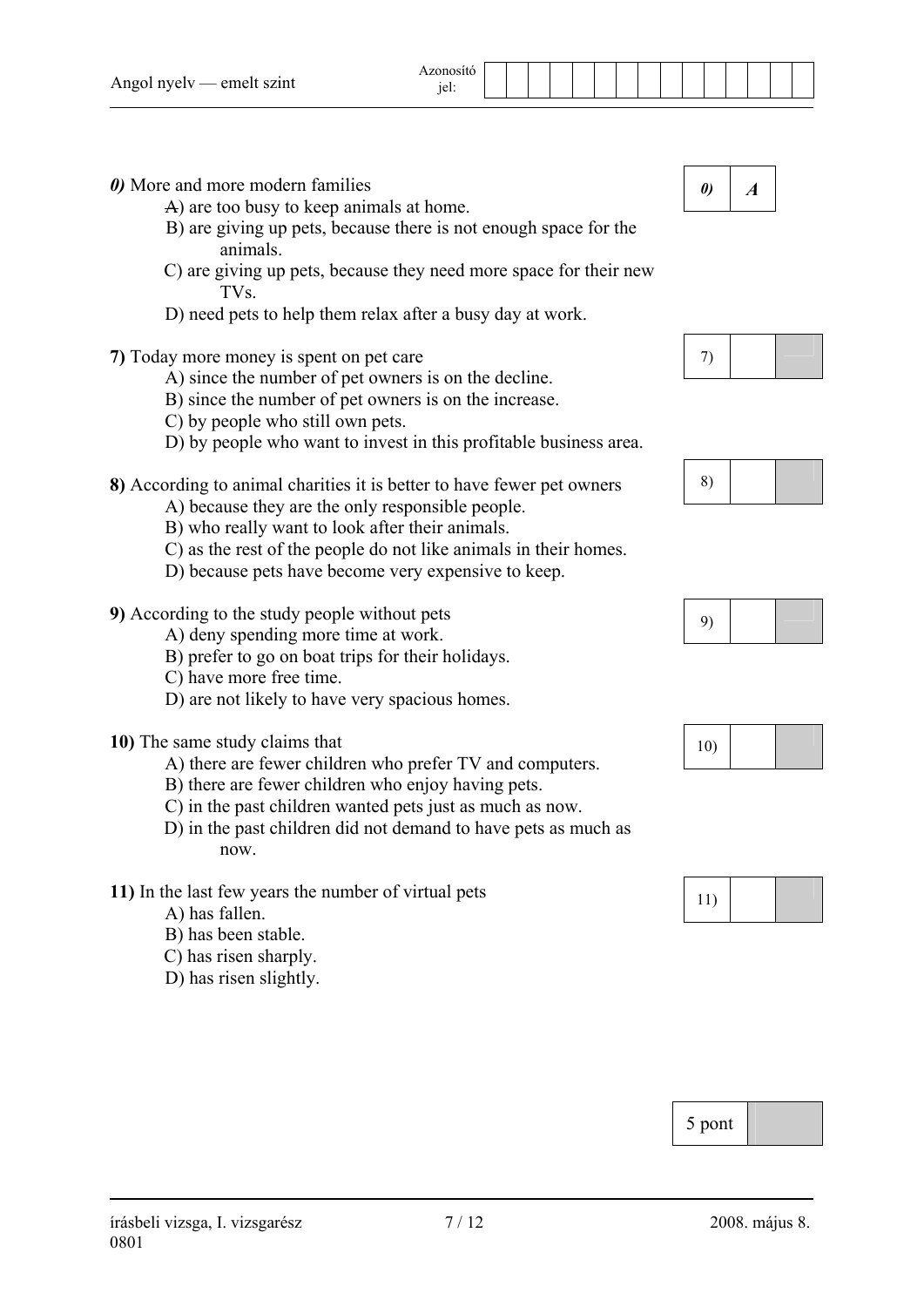***0)*** More and more modern families

A) are too busy to keep animals at home.
B) are giving up pets, because there is not enough space for the animals.
C) are giving up pets, because they need more space for their new TVs.
D) need pets to help them relax after a busy day at work.

| 0) | *A* |
|---|---|

**7)** Today more money is spent on pet care

A) since the number of pet owners is on the decline.
B) since the number of pet owners is on the increase.
C) by people who still own pets.
D) by people who want to invest in this profitable business area.

| 7) | | |
|---|---|---|

**8)** According to animal charities it is better to have fewer pet owners

A) because they are the only responsible people.
B) who really want to look after their animals.
C) as the rest of the people do not like animals in their homes.
D) because pets have become very expensive to keep.

| 8) | | |
|---|---|---|

**9)** According to the study people without pets

A) deny spending more time at work.
B) prefer to go on boat trips for their holidays.
C) have more free time.
D) are not likely to have very spacious homes.

| 9) | | |
|---|---|---|

**10)** The same study claims that

A) there are fewer children who prefer TV and computers.
B) there are fewer children who enjoy having pets.
C) in the past children wanted pets just as much as now.
D) in the past children did not demand to have pets as much as now.

| 10) | | |
|---|---|---|

**11)** In the last few years the number of virtual pets

A) has fallen.
B) has been stable.
C) has risen sharply.
D) has risen slightly.

| 11) | | |
|---|---|---|

| 5 pont | |
|---|---|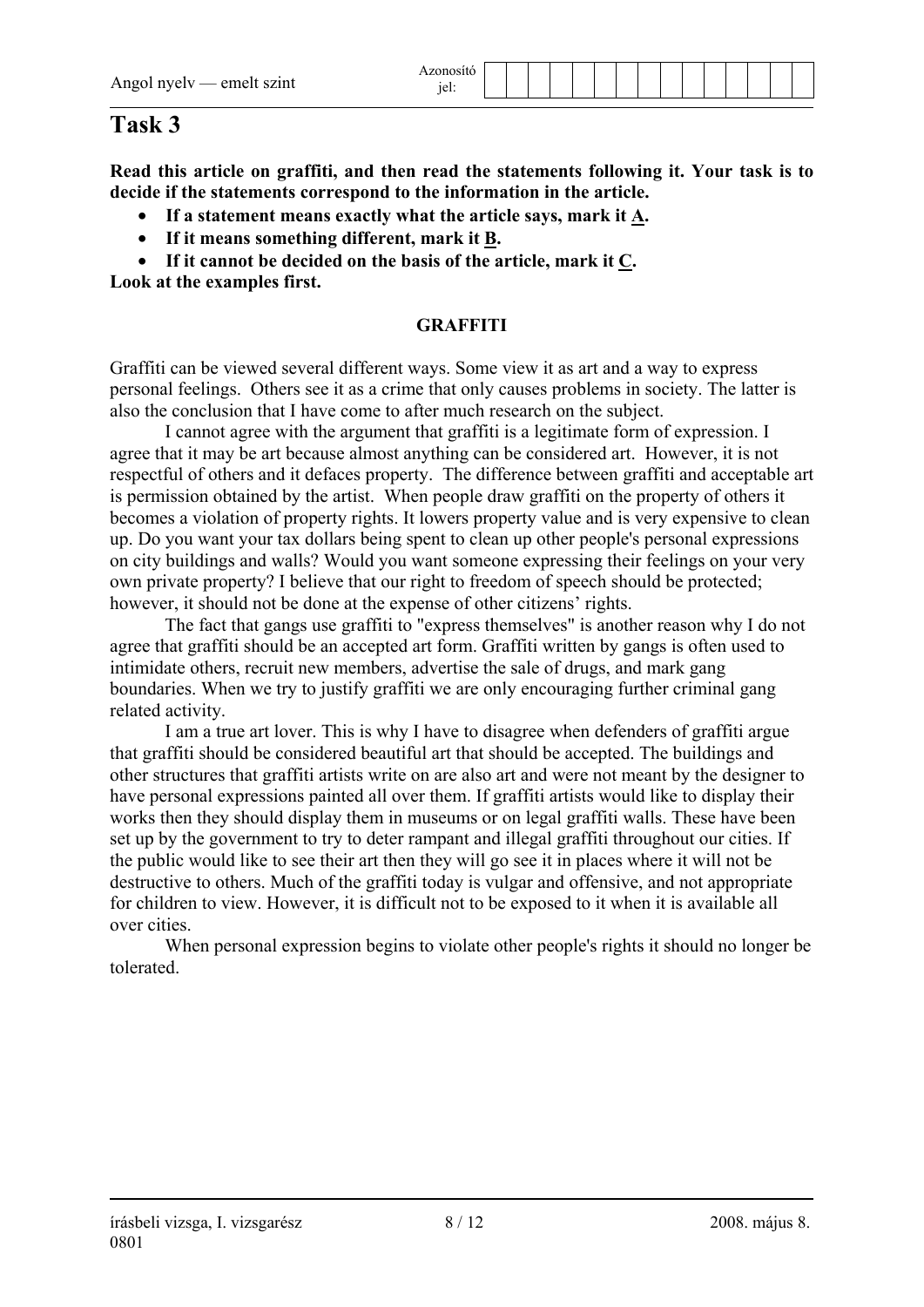# Task 3

**Read this article on graffiti, and then read the statements following it. Your task is to decide if the statements correspond to the information in the article.**

- **If a statement means exactly what the article says, mark it A.**
- **If it means something different, mark it B.**
- **If it cannot be decided on the basis of the article, mark it C.**

**Look at the examples first.**

## GRAFFITI

Graffiti can be viewed several different ways. Some view it as art and a way to express personal feelings. Others see it as a crime that only causes problems in society. The latter is also the conclusion that I have come to after much research on the subject.

I cannot agree with the argument that graffiti is a legitimate form of expression. I agree that it may be art because almost anything can be considered art. However, it is not respectful of others and it defaces property. The difference between graffiti and acceptable art is permission obtained by the artist. When people draw graffiti on the property of others it becomes a violation of property rights. It lowers property value and is very expensive to clean up. Do you want your tax dollars being spent to clean up other people's personal expressions on city buildings and walls? Would you want someone expressing their feelings on your very own private property? I believe that our right to freedom of speech should be protected; however, it should not be done at the expense of other citizens' rights.

The fact that gangs use graffiti to "express themselves" is another reason why I do not agree that graffiti should be an accepted art form. Graffiti written by gangs is often used to intimidate others, recruit new members, advertise the sale of drugs, and mark gang boundaries. When we try to justify graffiti we are only encouraging further criminal gang related activity.

I am a true art lover. This is why I have to disagree when defenders of graffiti argue that graffiti should be considered beautiful art that should be accepted. The buildings and other structures that graffiti artists write on are also art and were not meant by the designer to have personal expressions painted all over them. If graffiti artists would like to display their works then they should display them in museums or on legal graffiti walls. These have been set up by the government to try to deter rampant and illegal graffiti throughout our cities. If the public would like to see their art then they will go see it in places where it will not be destructive to others. Much of the graffiti today is vulgar and offensive, and not appropriate for children to view. However, it is difficult not to be exposed to it when it is available all over cities.

When personal expression begins to violate other people's rights it should no longer be tolerated.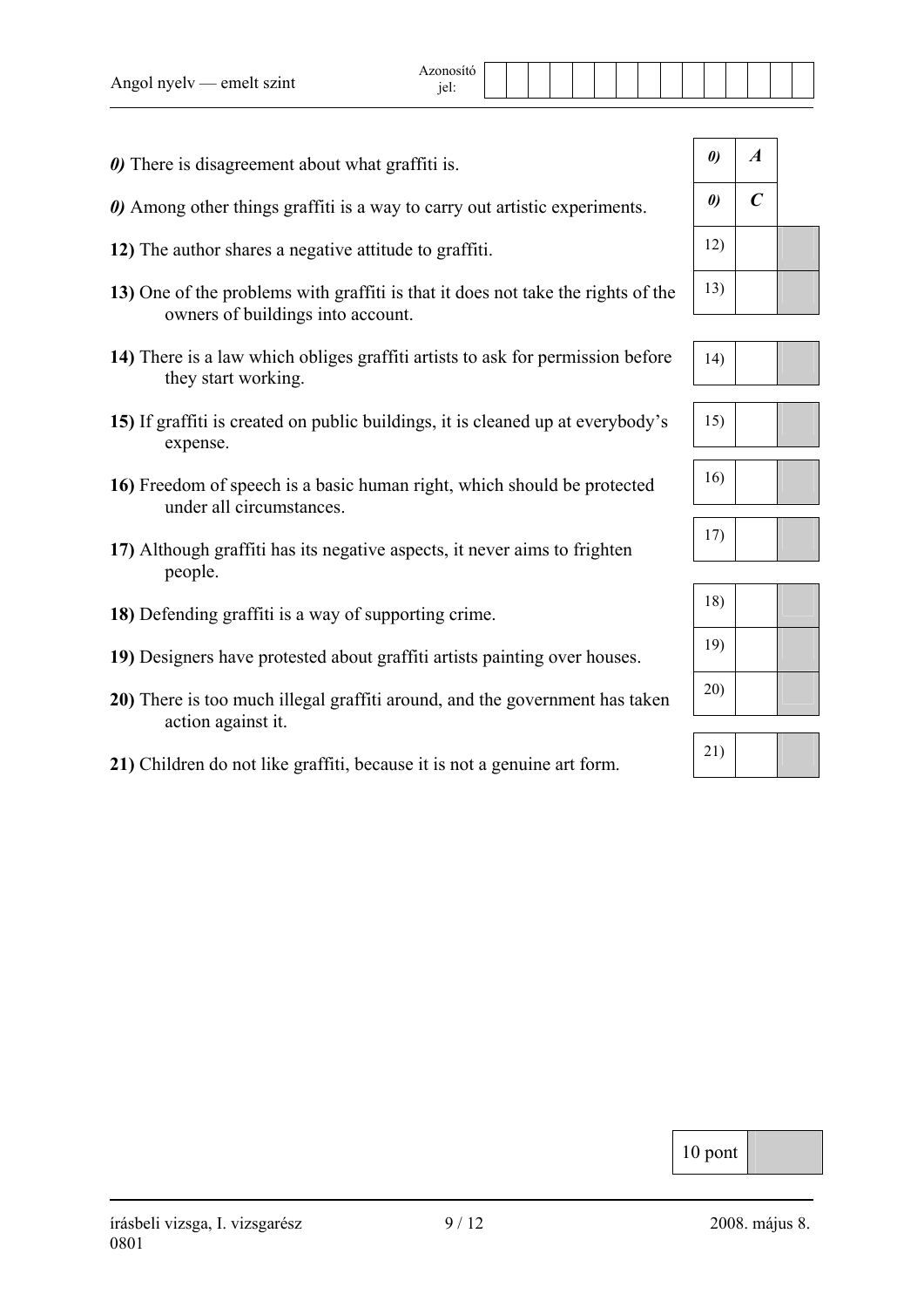*0)* There is disagreement about what graffiti is.

*0)* Among other things graffiti is a way to carry out artistic experiments.

**12)** The author shares a negative attitude to graffiti.

**13)** One of the problems with graffiti is that it does not take the rights of the owners of buildings into account.

**14)** There is a law which obliges graffiti artists to ask for permission before they start working.

**15)** If graffiti is created on public buildings, it is cleaned up at everybody's expense.

**16)** Freedom of speech is a basic human right, which should be protected under all circumstances.

**17)** Although graffiti has its negative aspects, it never aims to frighten people.

**18)** Defending graffiti is a way of supporting crime.

**19)** Designers have protested about graffiti artists painting over houses.

**20)** There is too much illegal graffiti around, and the government has taken action against it.

**21)** Children do not like graffiti, because it is not a genuine art form.

| | | |
|---|---|---|
| *0)* | ***A*** | |
| *0)* | ***C*** | |
| 12) | | |
| 13) | | |
| 14) | | |
| 15) | | |
| 16) | | |
| 17) | | |
| 18) | | |
| 19) | | |
| 20) | | |
| 21) | | |

| 10 pont | |
|---|---|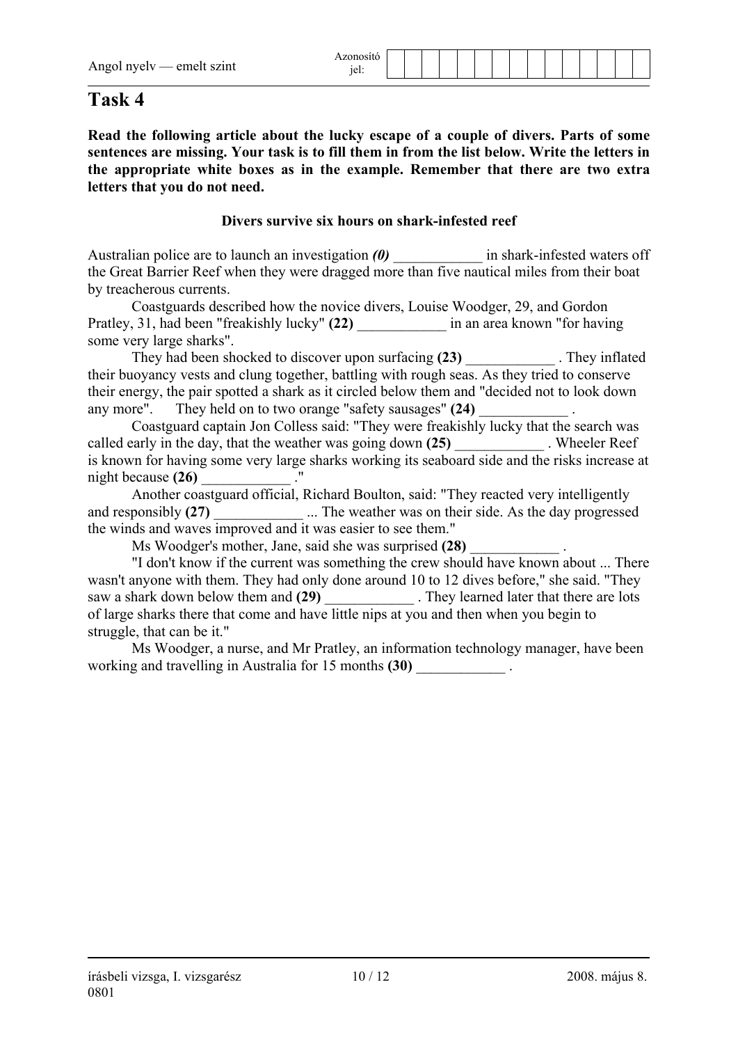# Task 4

**Read the following article about the lucky escape of a couple of divers. Parts of some sentences are missing. Your task is to fill them in from the list below. Write the letters in the appropriate white boxes as in the example. Remember that there are two extra letters that you do not need.**

**Divers survive six hours on shark-infested reef**

Australian police are to launch an investigation ***(0)*** ____________ in shark-infested waters off the Great Barrier Reef when they were dragged more than five nautical miles from their boat by treacherous currents.

Coastguards described how the novice divers, Louise Woodger, 29, and Gordon Pratley, 31, had been "freakishly lucky" **(22)** ____________ in an area known "for having some very large sharks".

They had been shocked to discover upon surfacing **(23)** ____________ . They inflated their buoyancy vests and clung together, battling with rough seas. As they tried to conserve their energy, the pair spotted a shark as it circled below them and "decided not to look down any more". They held on to two orange "safety sausages" **(24)** ____________ .

Coastguard captain Jon Colless said: "They were freakishly lucky that the search was called early in the day, that the weather was going down **(25)** ____________ . Wheeler Reef is known for having some very large sharks working its seaboard side and the risks increase at night because **(26)** ____________ ."

Another coastguard official, Richard Boulton, said: "They reacted very intelligently and responsibly **(27)** ____________ ... The weather was on their side. As the day progressed the winds and waves improved and it was easier to see them."

Ms Woodger's mother, Jane, said she was surprised **(28)** ____________ .

"I don't know if the current was something the crew should have known about ... There wasn't anyone with them. They had only done around 10 to 12 dives before," she said. "They saw a shark down below them and **(29)** ____________ . They learned later that there are lots of large sharks there that come and have little nips at you and then when you begin to struggle, that can be it."

Ms Woodger, a nurse, and Mr Pratley, an information technology manager, have been working and travelling in Australia for 15 months **(30)** ____________ .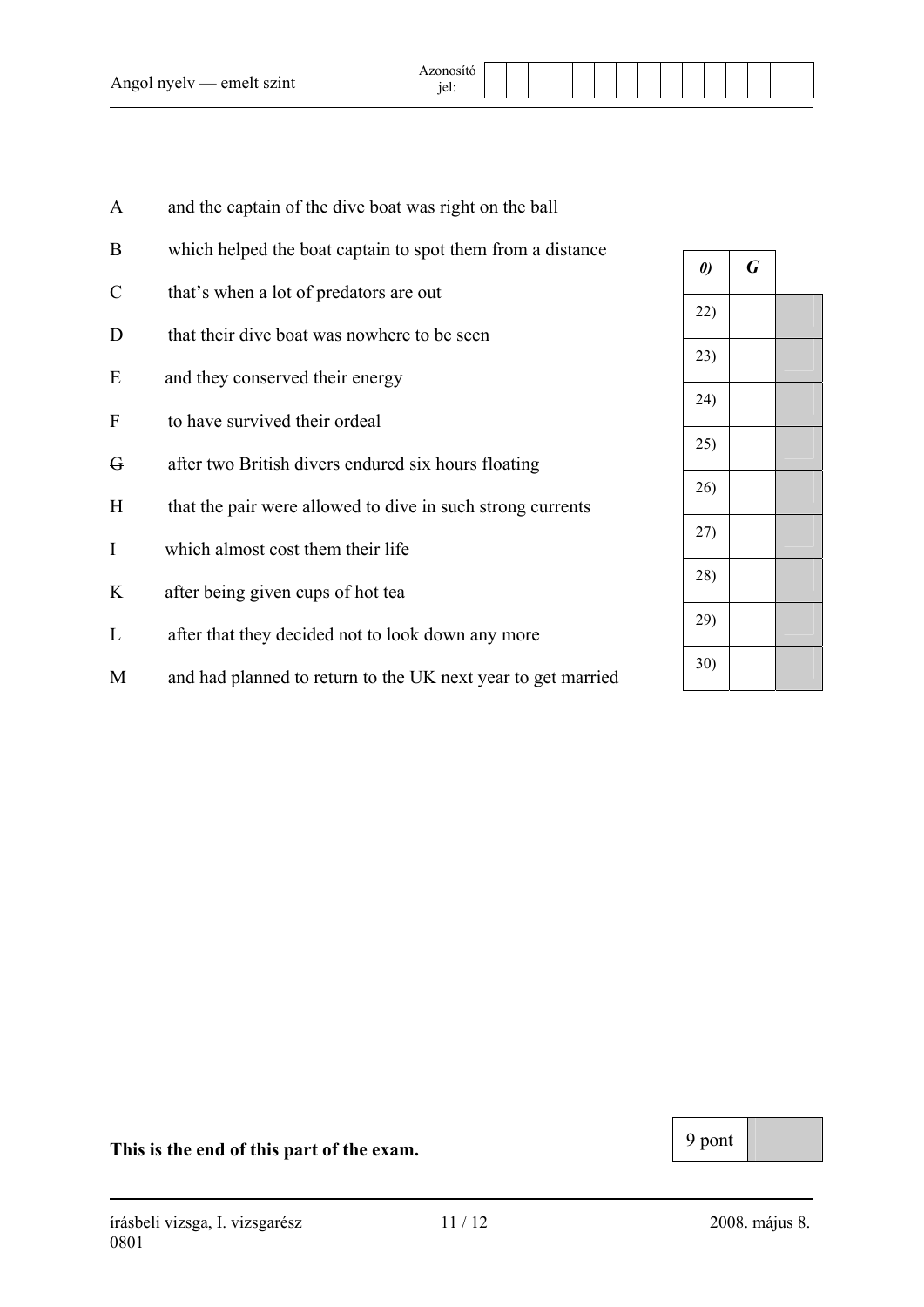A	and the captain of the dive boat was right on the ball

B	which helped the boat captain to spot them from a distance

C	that's when a lot of predators are out

D	that their dive boat was nowhere to be seen

E	and they conserved their energy

F	to have survived their ordeal

~~G~~	after two British divers endured six hours floating

H	that the pair were allowed to dive in such strong currents

I	which almost cost them their life

K	after being given cups of hot tea

L	after that they decided not to look down any more

M	and had planned to return to the UK next year to get married

| *0)* | ***G*** | |
|---|---|---|
| 22) | | |
| 23) | | |
| 24) | | |
| 25) | | |
| 26) | | |
| 27) | | |
| 28) | | |
| 29) | | |
| 30) | | |

**This is the end of this part of the exam.**

| 9 pont | |
|---|---|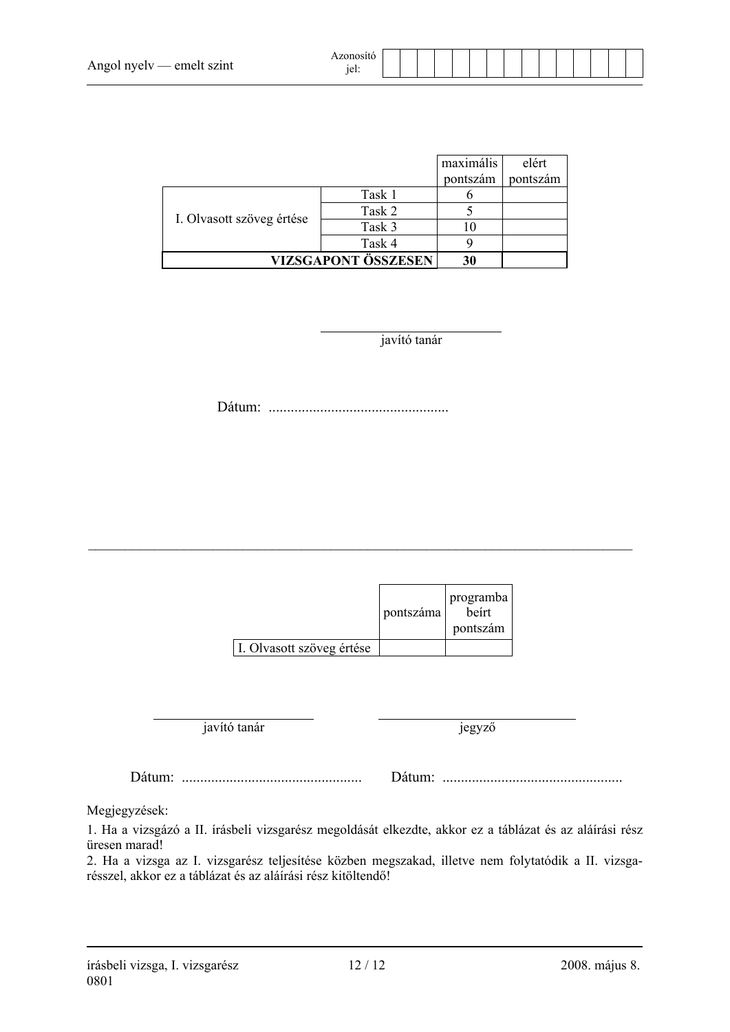| | | maximális pontszám | elért pontszám |
|---|---|---|---|
| I. Olvasott szöveg értése | Task 1 | 6 | |
| | Task 2 | 5 | |
| | Task 3 | 10 | |
| | Task 4 | 9 | |
| **VIZSGAPONT ÖSSZESEN** | | **30** | |

javító tanár

Dátum: ................................................

---

| | pontszáma | programba beírt pontszám |
|---|---|---|
| I. Olvasott szöveg értése | | |

javító tanár

jegyző

Dátum: ................................................ Dátum: ................................................

Megjegyzések:

1. Ha a vizsgázó a II. írásbeli vizsgarész megoldását elkezdte, akkor ez a táblázat és az aláírási rész üresen marad!
2. Ha a vizsga az I. vizsgarész teljesítése közben megszakad, illetve nem folytatódik a II. vizsgarésszel, akkor ez a táblázat és az aláírási rész kitöltendő!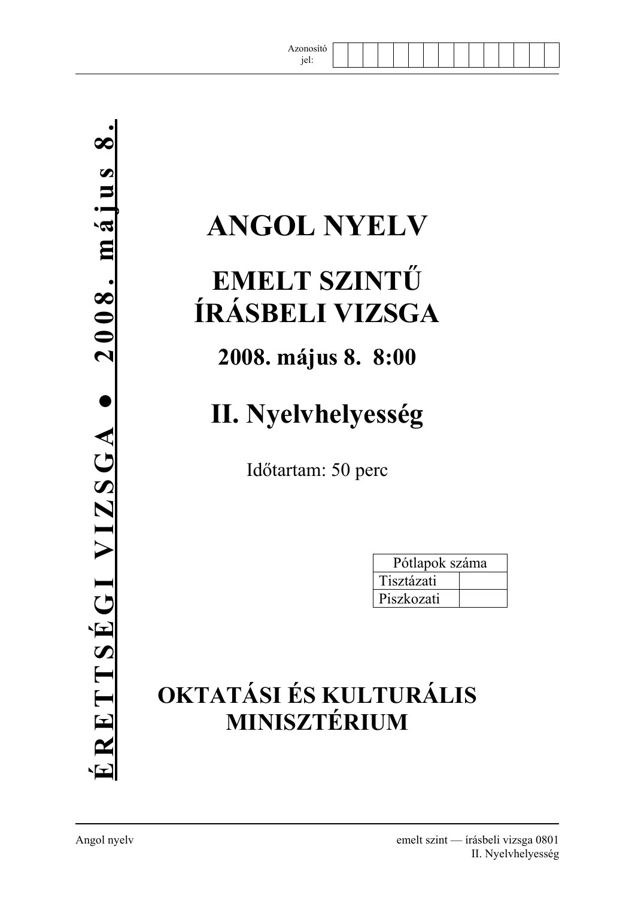| Azonosító jel: | | | | | | | | | | | | | | | |
|---|---|---|---|---|---|---|---|---|---|---|---|---|---|---|---|

**ÉRETTSÉGI VIZSGA ● 2008. május 8.**

# ANGOL NYELV

## EMELT SZINTŰ ÍRÁSBELI VIZSGA

### 2008. május 8. 8:00

## II. Nyelvhelyesség

Időtartam: 50 perc

| Pótlapok száma | |
|---|---|
| Tisztázati | |
| Piszkozati | |

**OKTATÁSI ÉS KULTURÁLIS MINISZTÉRIUM**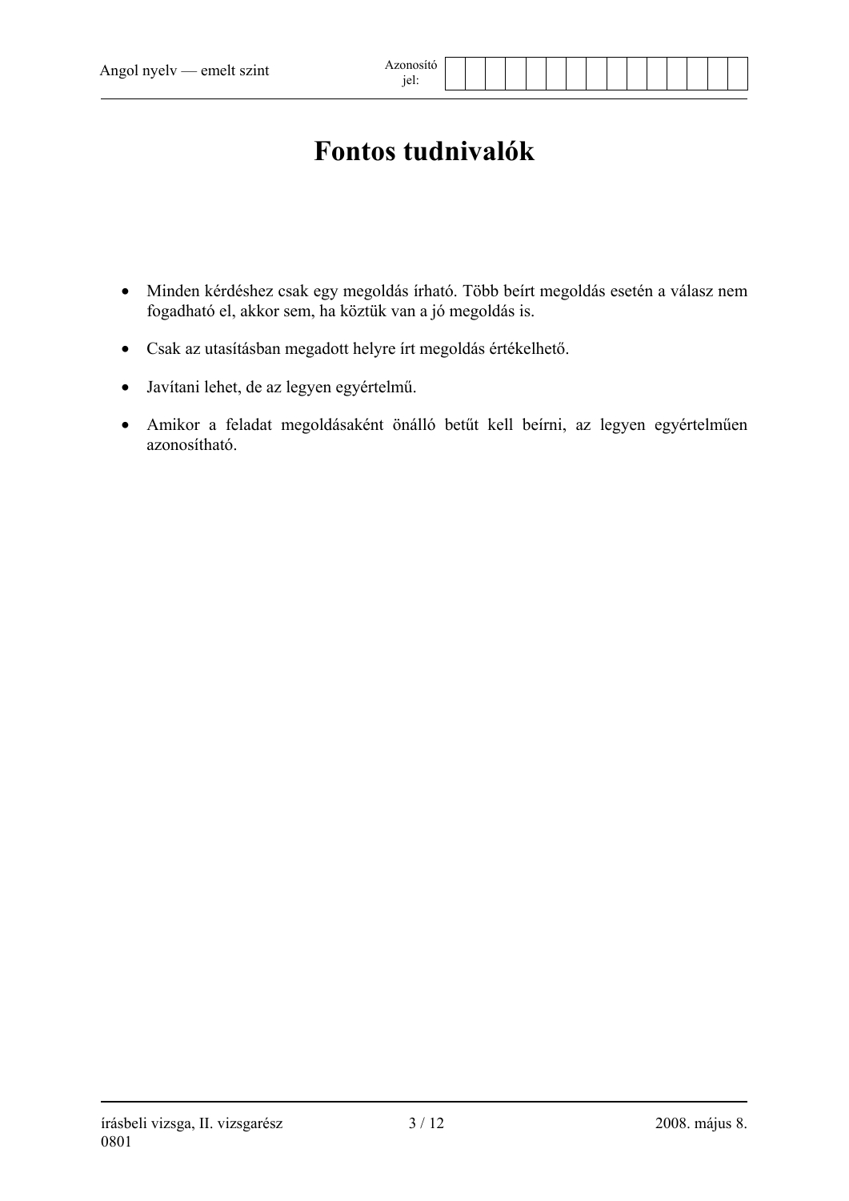# Fontos tudnivalók

- Minden kérdéshez csak egy megoldás írható. Több beírt megoldás esetén a válasz nem fogadható el, akkor sem, ha köztük van a jó megoldás is.
- Csak az utasításban megadott helyre írt megoldás értékelhető.
- Javítani lehet, de az legyen egyértelmű.
- Amikor a feladat megoldásaként önálló betűt kell beírni, az legyen egyértelműen azonosítható.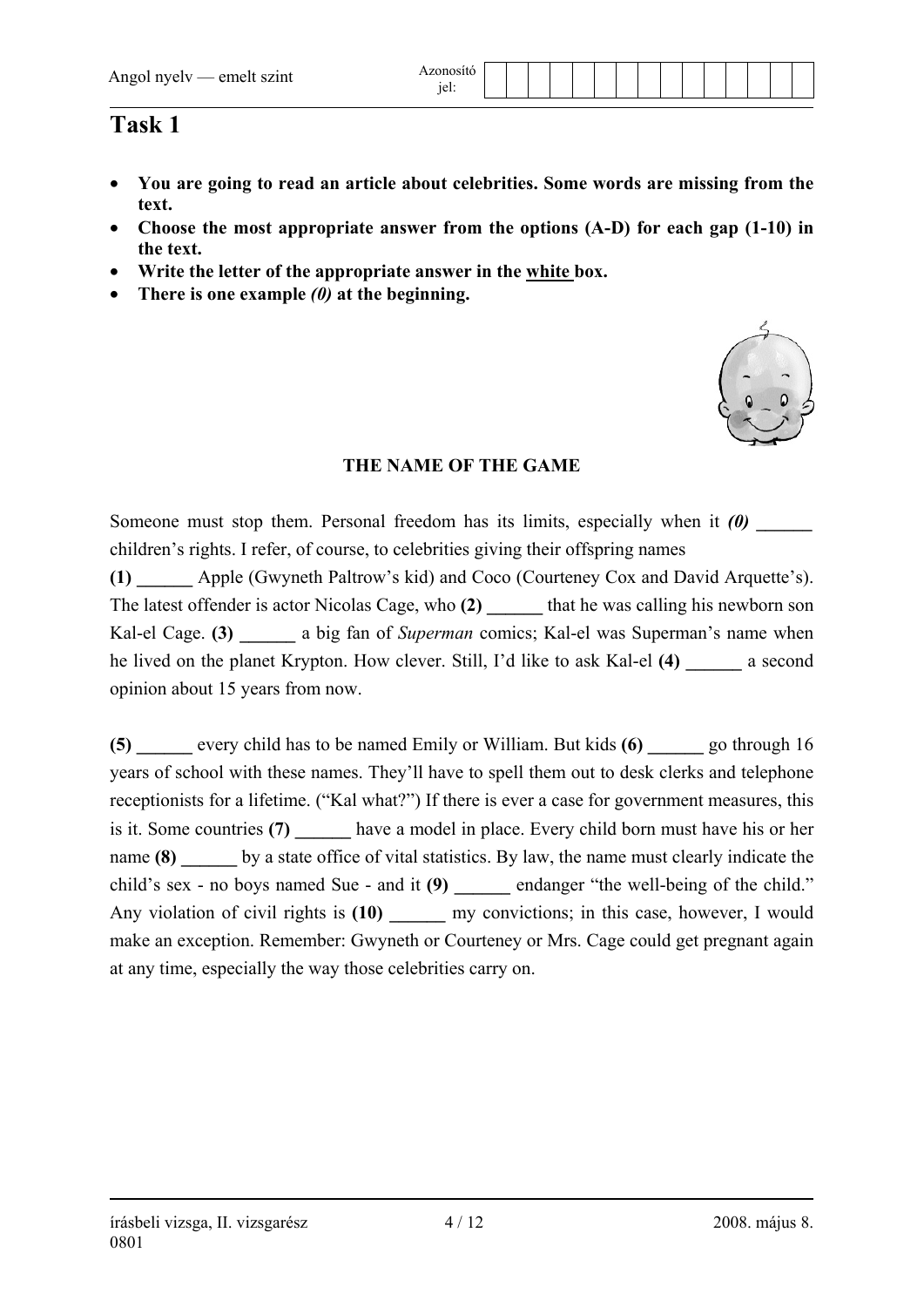# Task 1

- **You are going to read an article about celebrities. Some words are missing from the text.**
- **Choose the most appropriate answer from the options (A-D) for each gap (1-10) in the text.**
- **Write the letter of the appropriate answer in the white box.**
- **There is one example *(0)* at the beginning.**

**THE NAME OF THE GAME**

Someone must stop them. Personal freedom has its limits, especially when it ***(0)* ______** children's rights. I refer, of course, to celebrities giving their offspring names **(1) ______** Apple (Gwyneth Paltrow's kid) and Coco (Courteney Cox and David Arquette's). The latest offender is actor Nicolas Cage, who **(2) ______** that he was calling his newborn son Kal-el Cage. **(3) ______** a big fan of *Superman* comics; Kal-el was Superman's name when he lived on the planet Krypton. How clever. Still, I'd like to ask Kal-el **(4) ______** a second opinion about 15 years from now.

**(5) ______** every child has to be named Emily or William. But kids **(6) ______** go through 16 years of school with these names. They'll have to spell them out to desk clerks and telephone receptionists for a lifetime. ("Kal what?") If there is ever a case for government measures, this is it. Some countries **(7) ______** have a model in place. Every child born must have his or her name **(8) ______** by a state office of vital statistics. By law, the name must clearly indicate the child's sex - no boys named Sue - and it **(9) ______** endanger "the well-being of the child." Any violation of civil rights is **(10) ______** my convictions; in this case, however, I would make an exception. Remember: Gwyneth or Courteney or Mrs. Cage could get pregnant again at any time, especially the way those celebrities carry on.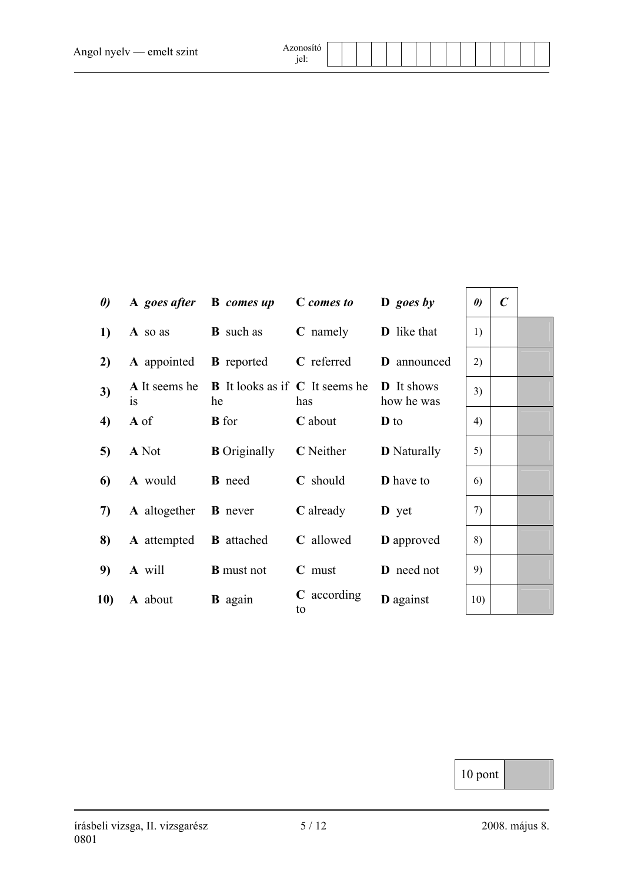| | A | B | C | D | | | |
|---|---|---|---|---|---|---|---|
| ***0)*** | **A** ***goes after*** | **B** ***comes up*** | ***C comes to*** | **D** ***goes by*** | ***0)*** | ***C*** | |
| **1)** | **A** so as | **B** such as | **C** namely | **D** like that | 1) | | |
| **2)** | **A** appointed | **B** reported | **C** referred | **D** announced | 2) | | |
| **3)** | **A** It seems he is | **B** It looks as if he | **C** It seems he has | **D** It shows how he was | 3) | | |
| **4)** | **A** of | **B** for | **C** about | **D** to | 4) | | |
| **5)** | **A** Not | **B** Originally | **C** Neither | **D** Naturally | 5) | | |
| **6)** | **A** would | **B** need | **C** should | **D** have to | 6) | | |
| **7)** | **A** altogether | **B** never | **C** already | **D** yet | 7) | | |
| **8)** | **A** attempted | **B** attached | **C** allowed | **D** approved | 8) | | |
| **9)** | **A** will | **B** must not | **C** must | **D** need not | 9) | | |
| **10)** | **A** about | **B** again | **C** according to | **D** against | 10) | | |

| 10 pont | |
|---|---|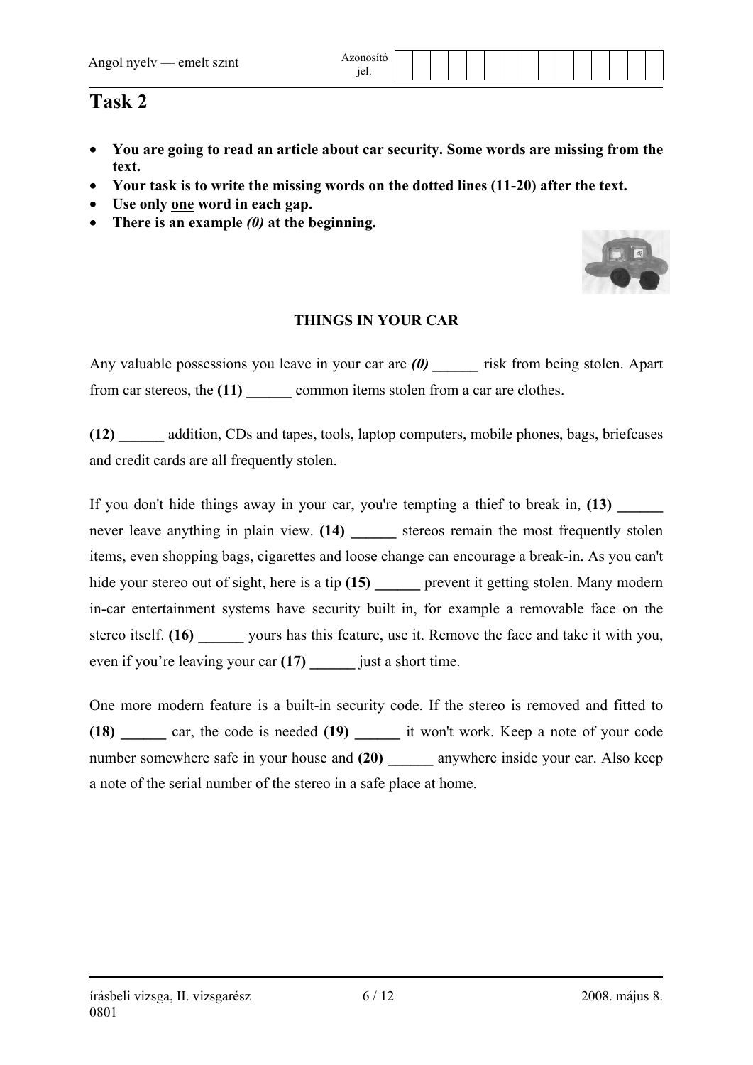# Task 2

- **You are going to read an article about car security. Some words are missing from the text.**
- **Your task is to write the missing words on the dotted lines (11-20) after the text.**
- **Use only one word in each gap.**
- **There is an example *(0)* at the beginning.**

**THINGS IN YOUR CAR**

Any valuable possessions you leave in your car are ***(0)* ______** risk from being stolen. Apart from car stereos, the **(11) ______** common items stolen from a car are clothes.

**(12) ______** addition, CDs and tapes, tools, laptop computers, mobile phones, bags, briefcases and credit cards are all frequently stolen.

If you don't hide things away in your car, you're tempting a thief to break in, **(13) ______** never leave anything in plain view. **(14) ______** stereos remain the most frequently stolen items, even shopping bags, cigarettes and loose change can encourage a break-in. As you can't hide your stereo out of sight, here is a tip **(15) ______** prevent it getting stolen. Many modern in-car entertainment systems have security built in, for example a removable face on the stereo itself. **(16) ______** yours has this feature, use it. Remove the face and take it with you, even if you're leaving your car **(17) ______** just a short time.

One more modern feature is a built-in security code. If the stereo is removed and fitted to **(18) ______** car, the code is needed **(19) ______** it won't work. Keep a note of your code number somewhere safe in your house and **(20) ______** anywhere inside your car. Also keep a note of the serial number of the stereo in a safe place at home.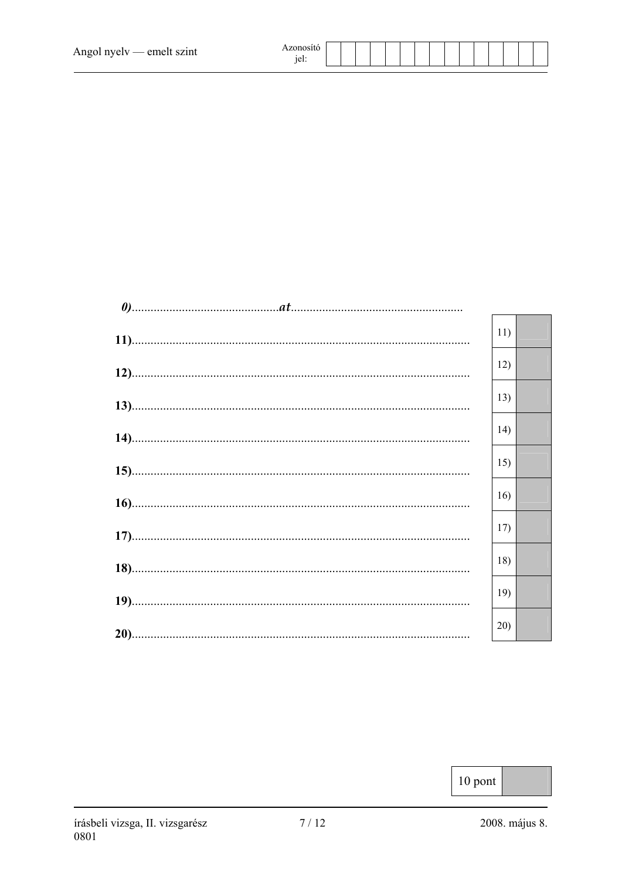*0)*...............................................*at*.......................................................

**11)**...........................................................................................................

**12)**...........................................................................................................

**13)**...........................................................................................................

**14)**...........................................................................................................

**15)**...........................................................................................................

**16)**...........................................................................................................

**17)**...........................................................................................................

**18)**...........................................................................................................

**19)**...........................................................................................................

**20)**...........................................................................................................

| | |
|---|---|
| 11) | |
| 12) | |
| 13) | |
| 14) | |
| 15) | |
| 16) | |
| 17) | |
| 18) | |
| 19) | |
| 20) | |

| | |
|---|---|
| 10 pont | |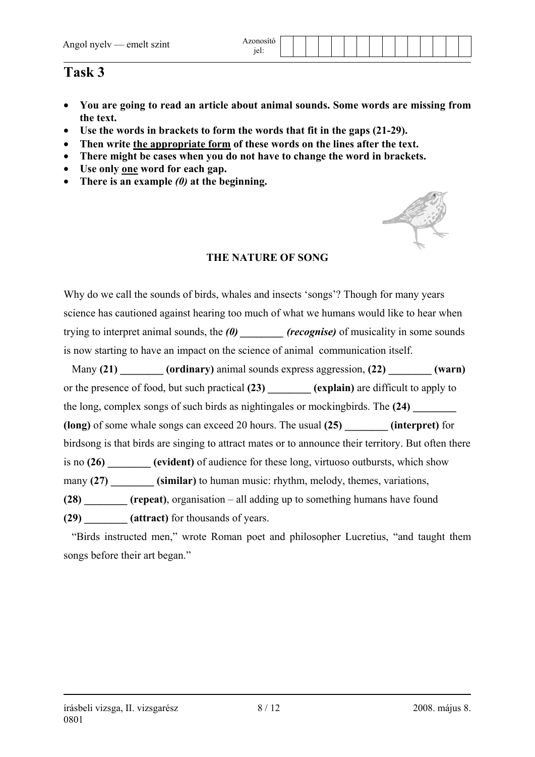# Task 3

- **You are going to read an article about animal sounds. Some words are missing from the text.**
- **Use the words in brackets to form the words that fit in the gaps (21-29).**
- **Then write the appropriate form of these words on the lines after the text.**
- **There might be cases when you do not have to change the word in brackets.**
- **Use only one word for each gap.**
- **There is an example *(0)* at the beginning.**

### THE NATURE OF SONG

Why do we call the sounds of birds, whales and insects 'songs'? Though for many years science has cautioned against hearing too much of what we humans would like to hear when trying to interpret animal sounds, the ***(0)*** ________ ***(recognise)*** of musicality in some sounds is now starting to have an impact on the science of animal communication itself.

Many **(21)** ________ **(ordinary)** animal sounds express aggression, **(22)** ________ **(warn)** or the presence of food, but such practical **(23)** ________ **(explain)** are difficult to apply to the long, complex songs of such birds as nightingales or mockingbirds. The **(24)** ________ **(long)** of some whale songs can exceed 20 hours. The usual **(25)** ________ **(interpret)** for birdsong is that birds are singing to attract mates or to announce their territory. But often there is no **(26)** ________ **(evident)** of audience for these long, virtuoso outbursts, which show many **(27)** ________ **(similar)** to human music: rhythm, melody, themes, variations, **(28)** ________ **(repeat)**, organisation – all adding up to something humans have found **(29)** ________ **(attract)** for thousands of years.

"Birds instructed men," wrote Roman poet and philosopher Lucretius, "and taught them songs before their art began."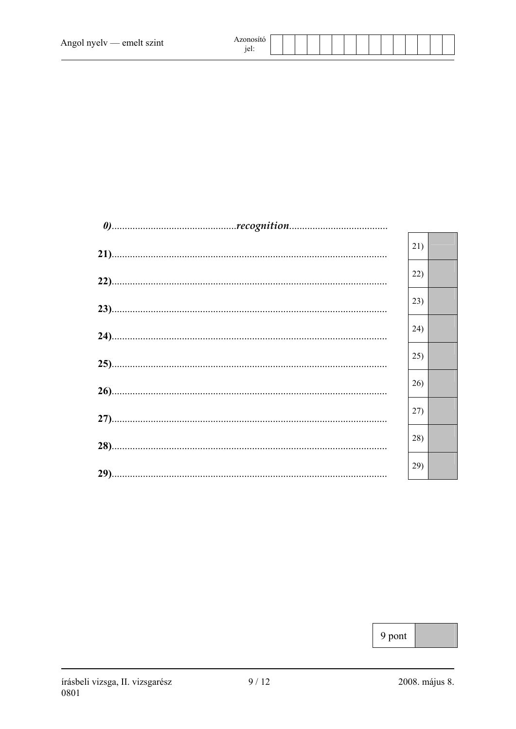*0)*................................................***recognition***......................................

**21)**..........................................................................................................

**22)**..........................................................................................................

**23)**..........................................................................................................

**24)**..........................................................................................................

**25)**..........................................................................................................

**26)**..........................................................................................................

**27)**..........................................................................................................

**28)**..........................................................................................................

**29)**..........................................................................................................

| | |
|---|---|
| 21) | |
| 22) | |
| 23) | |
| 24) | |
| 25) | |
| 26) | |
| 27) | |
| 28) | |
| 29) | |

| | |
|---|---|
| 9 pont | |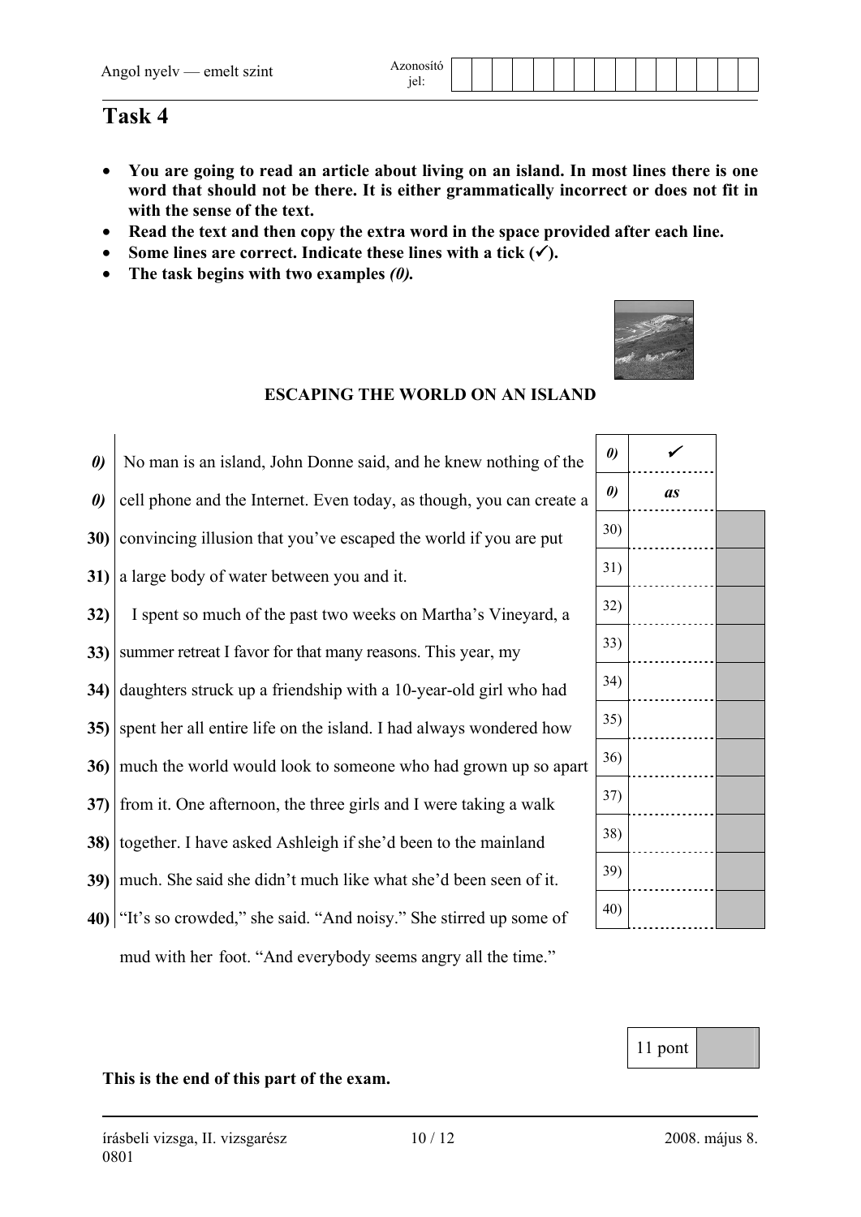# Task 4

- **You are going to read an article about living on an island. In most lines there is one word that should not be there. It is either grammatically incorrect or does not fit in with the sense of the text.**
- **Read the text and then copy the extra word in the space provided after each line.**
- **Some lines are correct. Indicate these lines with a tick (✓).**
- **The task begins with two examples *(0).***

**ESCAPING THE WORLD ON AN ISLAND**

| | Text | | Answer | |
|---|---|---|---|---|
| ***0)*** | No man is an island, John Donne said, and he knew nothing of the | ***0)*** | ✓ | |
| ***0)*** | cell phone and the Internet. Even today, as though, you can create a | ***0)*** | ***as*** | |
| **30)** | convincing illusion that you've escaped the world if you are put | 30) | | |
| **31)** | a large body of water between you and it. | 31) | | |
| **32)** | I spent so much of the past two weeks on Martha's Vineyard, a | 32) | | |
| **33)** | summer retreat I favor for that many reasons. This year, my | 33) | | |
| **34)** | daughters struck up a friendship with a 10-year-old girl who had | 34) | | |
| **35)** | spent her all entire life on the island. I had always wondered how | 35) | | |
| **36)** | much the world would look to someone who had grown up so apart | 36) | | |
| **37)** | from it. One afternoon, the three girls and I were taking a walk | 37) | | |
| **38)** | together. I have asked Ashleigh if she'd been to the mainland | 38) | | |
| **39)** | much. She said she didn't much like what she'd been seen of it. | 39) | | |
| **40)** | "It's so crowded," she said. "And noisy." She stirred up some of | 40) | | |
| | mud with her foot. "And everybody seems angry all the time." | | | |

| 11 pont | |
|---|---|

**This is the end of this part of the exam.**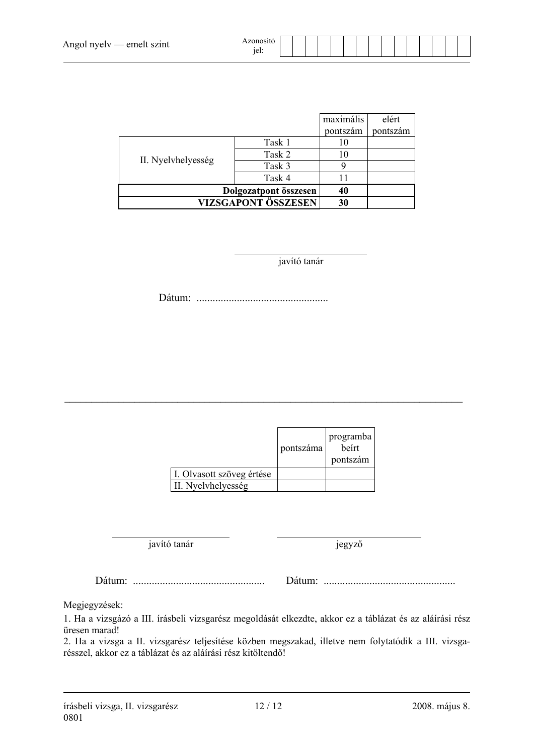| | | maximális pontszám | elért pontszám |
|---|---|---|---|
| II. Nyelvhelyesség | Task 1 | 10 | |
| | Task 2 | 10 | |
| | Task 3 | 9 | |
| | Task 4 | 11 | |
| **Dolgozatpont összesen** | | **40** | |
| **VIZSGAPONT ÖSSZESEN** | | **30** | |

javító tanár

Dátum: .................................................

| | pontszáma | programba beírt pontszám |
|---|---|---|
| I. Olvasott szöveg értése | | |
| II. Nyelvhelyesség | | |

javító tanár &nbsp;&nbsp;&nbsp;&nbsp;&nbsp;&nbsp;&nbsp;&nbsp; jegyző

Dátum: ................................................. &nbsp;&nbsp;&nbsp;&nbsp; Dátum: .................................................

Megjegyzések:

1. Ha a vizsgázó a III. írásbeli vizsgarész megoldását elkezdte, akkor ez a táblázat és az aláírási rész üresen marad!
2. Ha a vizsga a II. vizsgarész teljesítése közben megszakad, illetve nem folytatódik a III. vizsgarésszel, akkor ez a táblázat és az aláírási rész kitöltendő!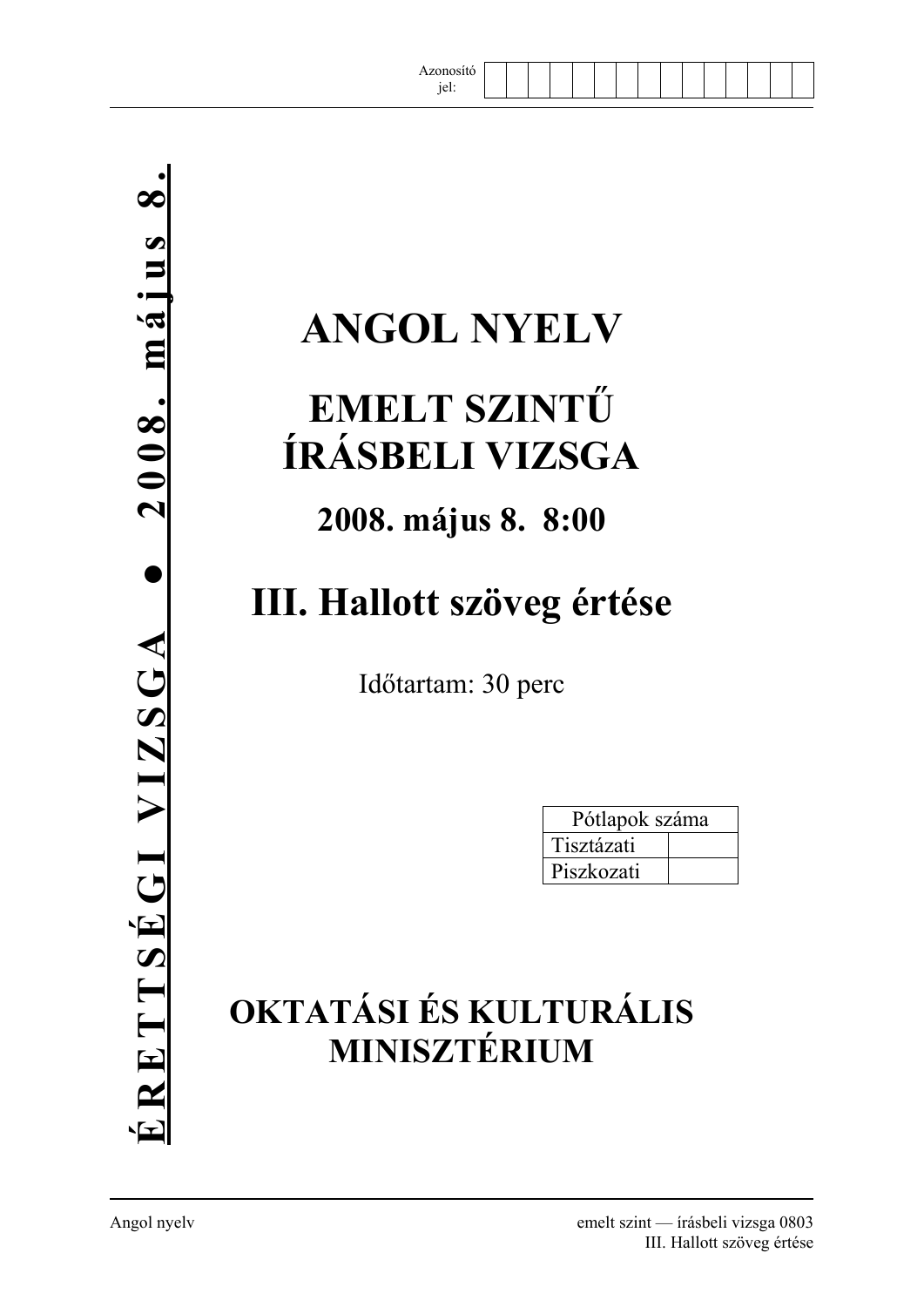Azonosító jel: | | | | | | | | | | | | | | |

**ÉRETTSÉGI VIZSGA ● 2008. május 8.**

# ANGOL NYELV

## EMELT SZINTŰ ÍRÁSBELI VIZSGA

### 2008. május 8. 8:00

## III. Hallott szöveg értése

Időtartam: 30 perc

| Pótlapok száma | |
|---|---|
| Tisztázati | |
| Piszkozati | |

**OKTATÁSI ÉS KULTURÁLIS MINISZTÉRIUM**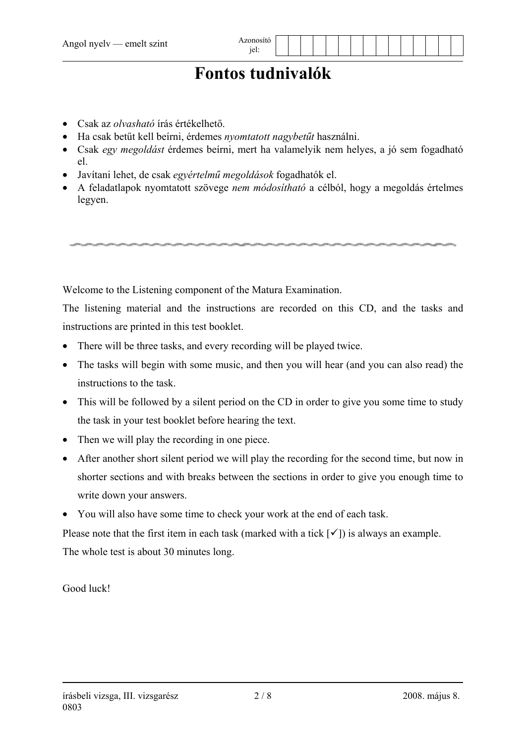# Fontos tudnivalók

- Csak az *olvasható* írás értékelhető.
- Ha csak betűt kell beírni, érdemes *nyomtatott nagybetűt* használni.
- Csak *egy megoldást* érdemes beírni, mert ha valamelyik nem helyes, a jó sem fogadható el.
- Javítani lehet, de csak *egyértelmű megoldások* fogadhatók el.
- A feladatlapok nyomtatott szövege *nem módosítható* a célból, hogy a megoldás értelmes legyen.

---

Welcome to the Listening component of the Matura Examination.

The listening material and the instructions are recorded on this CD, and the tasks and instructions are printed in this test booklet.

- There will be three tasks, and every recording will be played twice.
- The tasks will begin with some music, and then you will hear (and you can also read) the instructions to the task.
- This will be followed by a silent period on the CD in order to give you some time to study the task in your test booklet before hearing the text.
- Then we will play the recording in one piece.
- After another short silent period we will play the recording for the second time, but now in shorter sections and with breaks between the sections in order to give you enough time to write down your answers.
- You will also have some time to check your work at the end of each task.

Please note that the first item in each task (marked with a tick [✓]) is always an example.

The whole test is about 30 minutes long.

Good luck!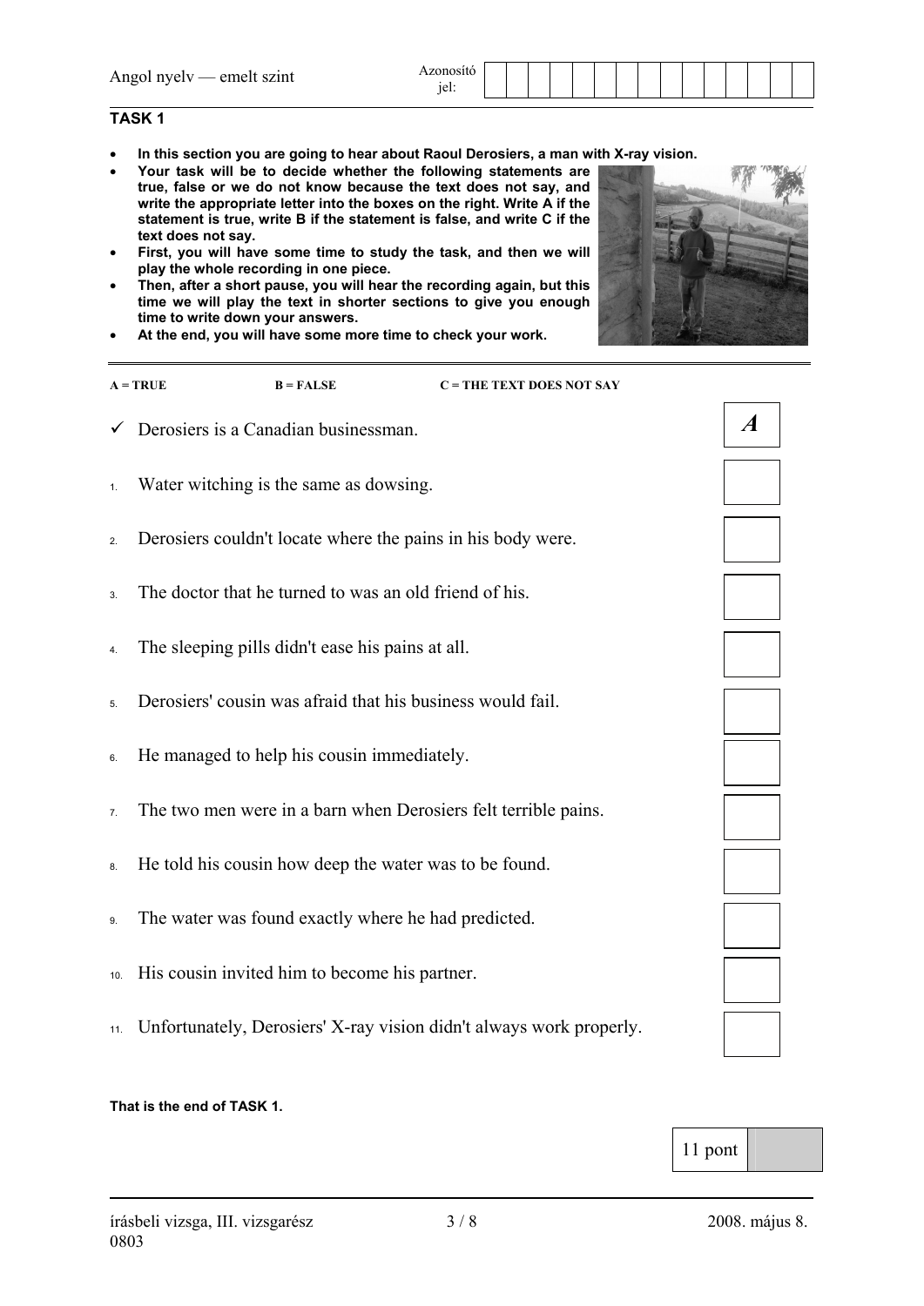## TASK 1

- **In this section you are going to hear about Raoul Derosiers, a man with X-ray vision.**
- **Your task will be to decide whether the following statements are true, false or we do not know because the text does not say, and write the appropriate letter into the boxes on the right. Write A if the statement is true, write B if the statement is false, and write C if the text does not say.**
- **First, you will have some time to study the task, and then we will play the whole recording in one piece.**
- **Then, after a short pause, you will hear the recording again, but this time we will play the text in shorter sections to give you enough time to write down your answers.**
- **At the end, you will have some more time to check your work.**

**A = TRUE** **B = FALSE** **C = THE TEXT DOES NOT SAY**

| | Statement | Answer |
|---|---|---|
| ✓ | Derosiers is a Canadian businessman. | *A* |
| 1. | Water witching is the same as dowsing. | |
| 2. | Derosiers couldn't locate where the pains in his body were. | |
| 3. | The doctor that he turned to was an old friend of his. | |
| 4. | The sleeping pills didn't ease his pains at all. | |
| 5. | Derosiers' cousin was afraid that his business would fail. | |
| 6. | He managed to help his cousin immediately. | |
| 7. | The two men were in a barn when Derosiers felt terrible pains. | |
| 8. | He told his cousin how deep the water was to be found. | |
| 9. | The water was found exactly where he had predicted. | |
| 10. | His cousin invited him to become his partner. | |
| 11. | Unfortunately, Derosiers' X-ray vision didn't always work properly. | |

**That is the end of TASK 1.**

11 pont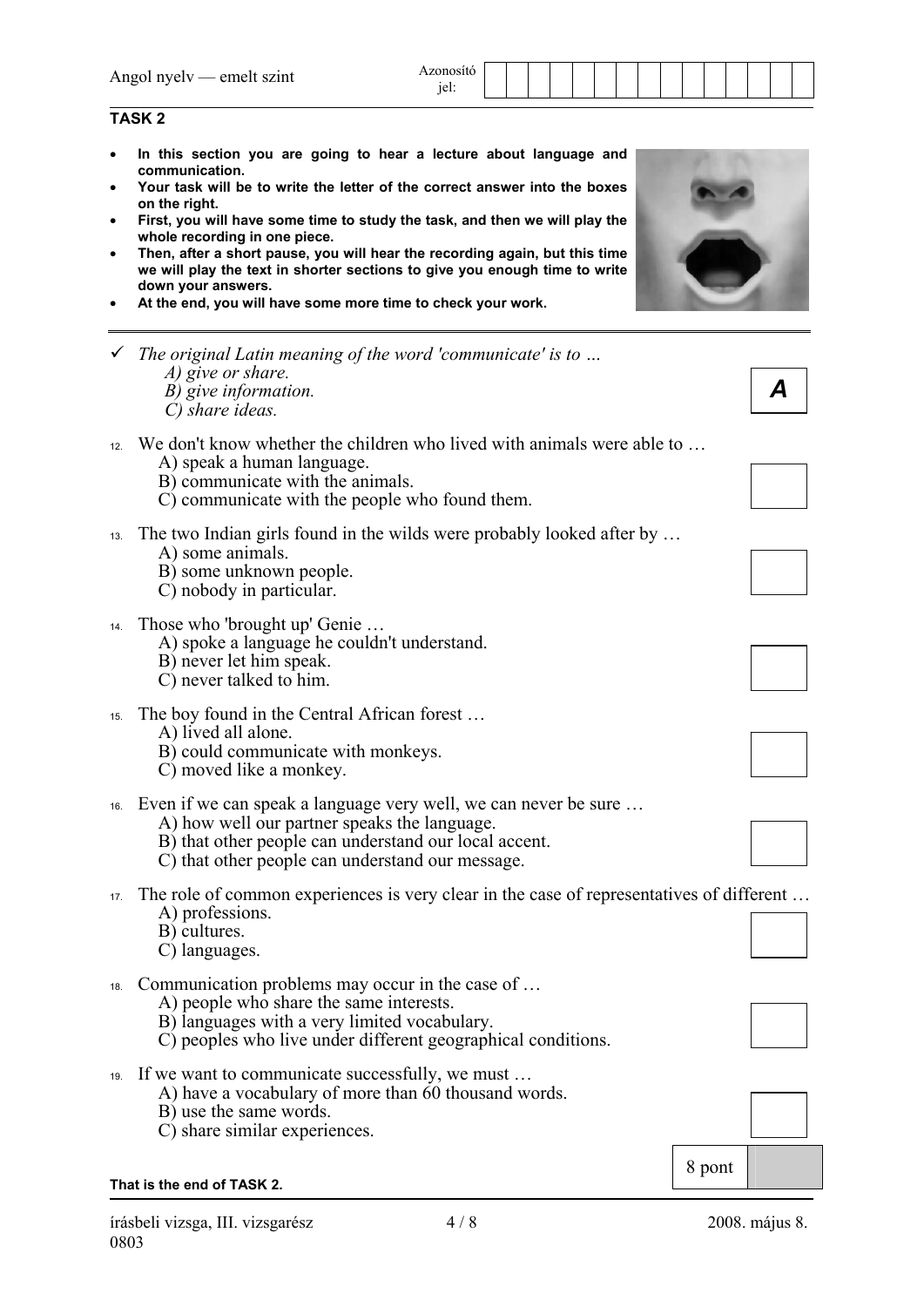## TASK 2

- **In this section you are going to hear a lecture about language and communication.**
- **Your task will be to write the letter of the correct answer into the boxes on the right.**
- **First, you will have some time to study the task, and then we will play the whole recording in one piece.**
- **Then, after a short pause, you will hear the recording again, but this time we will play the text in shorter sections to give you enough time to write down your answers.**
- **At the end, you will have some more time to check your work.**

---

✓ *The original Latin meaning of the word 'communicate' is to …*
*A) give or share.*
*B) give information.*
*C) share ideas.*
**A**

12. We don't know whether the children who lived with animals were able to …
A) speak a human language.
B) communicate with the animals.
C) communicate with the people who found them.

13. The two Indian girls found in the wilds were probably looked after by …
A) some animals.
B) some unknown people.
C) nobody in particular.

14. Those who 'brought up' Genie …
A) spoke a language he couldn't understand.
B) never let him speak.
C) never talked to him.

15. The boy found in the Central African forest …
A) lived all alone.
B) could communicate with monkeys.
C) moved like a monkey.

16. Even if we can speak a language very well, we can never be sure …
A) how well our partner speaks the language.
B) that other people can understand our local accent.
C) that other people can understand our message.

17. The role of common experiences is very clear in the case of representatives of different …
A) professions.
B) cultures.
C) languages.

18. Communication problems may occur in the case of …
A) people who share the same interests.
B) languages with a very limited vocabulary.
C) peoples who live under different geographical conditions.

19. If we want to communicate successfully, we must …
A) have a vocabulary of more than 60 thousand words.
B) use the same words.
C) share similar experiences.

8 pont

**That is the end of TASK 2.**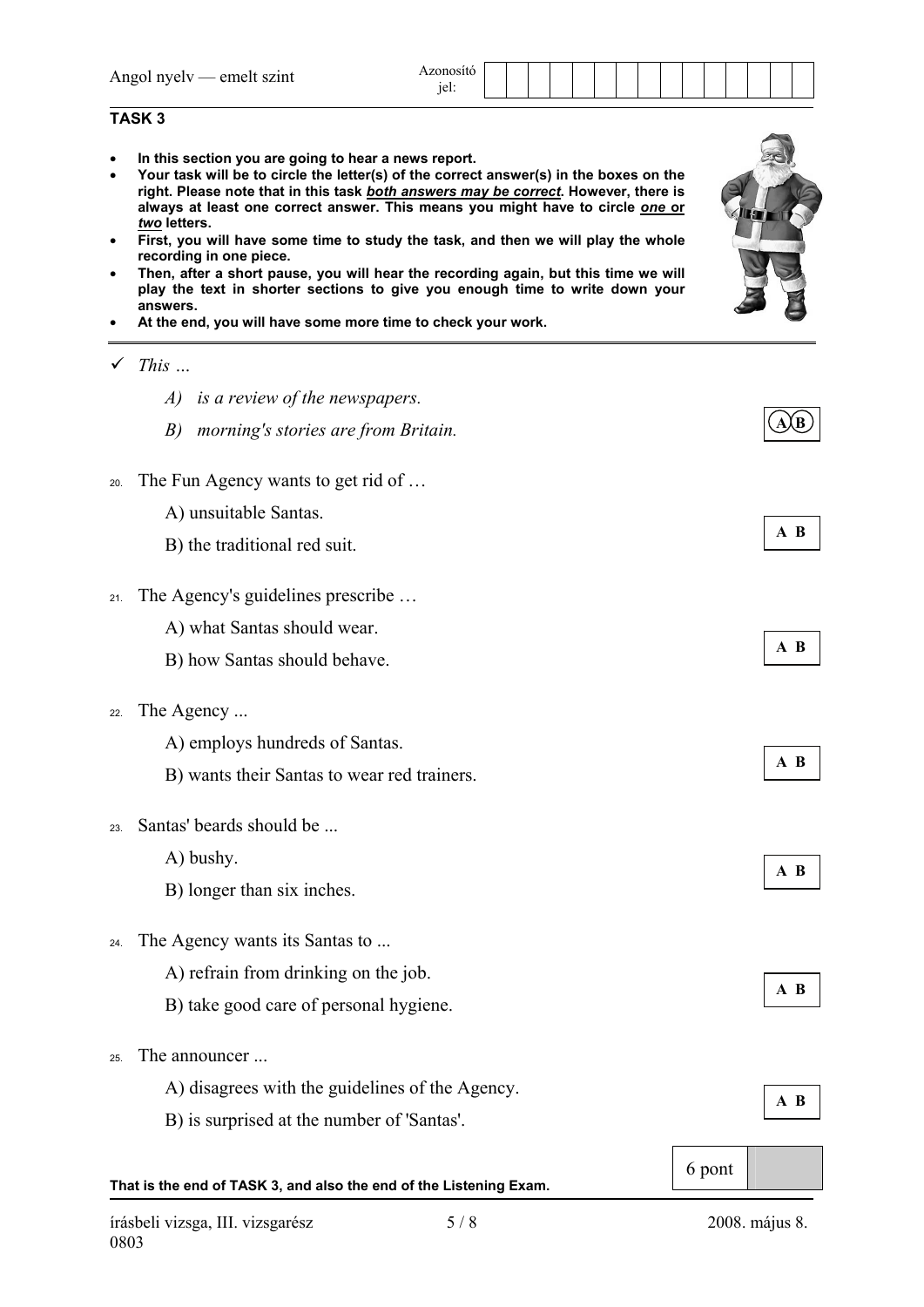## TASK 3

- **In this section you are going to hear a news report.**
- **Your task will be to circle the letter(s) of the correct answer(s) in the boxes on the right. Please note that in this task *both answers may be correct*. However, there is always at least one correct answer. This means you might have to circle *one* or *two* letters.**
- **First, you will have some time to study the task, and then we will play the whole recording in one piece.**
- **Then, after a short pause, you will hear the recording again, but this time we will play the text in shorter sections to give you enough time to write down your answers.**
- **At the end, you will have some more time to check your work.**

✓ *This …*

*A) is a review of the newspapers.*

*B) morning's stories are from Britain.* **(A)(B)**

20. The Fun Agency wants to get rid of …

A) unsuitable Santas.

B) the traditional red suit. **A B**

21. The Agency's guidelines prescribe …

A) what Santas should wear.

B) how Santas should behave. **A B**

22. The Agency ...

A) employs hundreds of Santas.

B) wants their Santas to wear red trainers. **A B**

23. Santas' beards should be ...

A) bushy.

B) longer than six inches. **A B**

24. The Agency wants its Santas to ...

A) refrain from drinking on the job.

B) take good care of personal hygiene. **A B**

25. The announcer ...

A) disagrees with the guidelines of the Agency.

B) is surprised at the number of 'Santas'. **A B**

6 pont

**That is the end of TASK 3, and also the end of the Listening Exam.**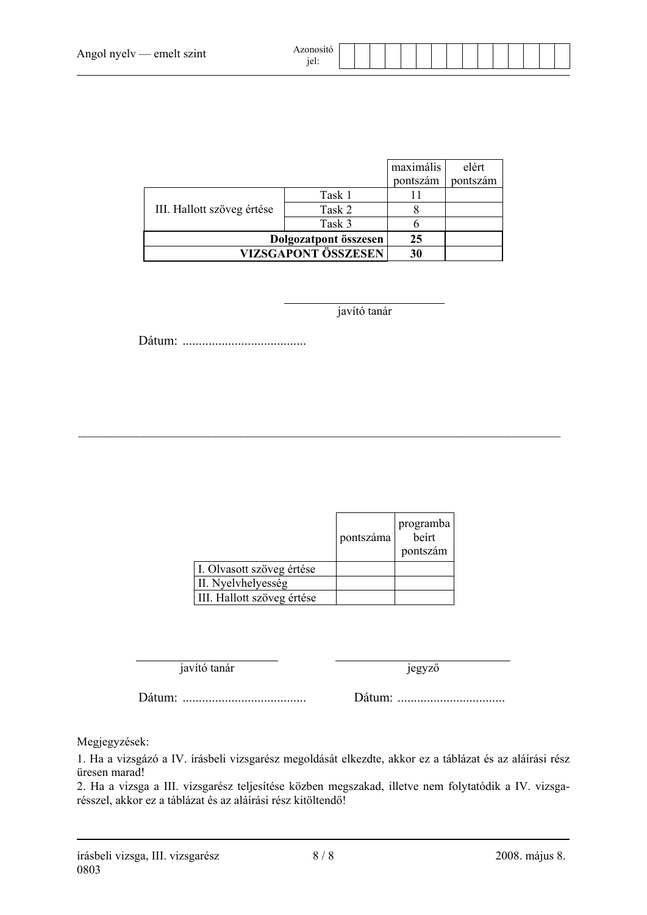| | | maximális pontszám | elért pontszám |
|---|---|---|---|
| III. Hallott szöveg értése | Task 1 | 11 | |
| | Task 2 | 8 | |
| | Task 3 | 6 | |
| **Dolgozatpont összesen** | | **25** | |
| **VIZSGAPONT ÖSSZESEN** | | **30** | |

javító tanár

Dátum: ......................................

---

| | pontszáma | programba beírt pontszám |
|---|---|---|
| I. Olvasott szöveg értése | | |
| II. Nyelvhelyesség | | |
| III. Hallott szöveg értése | | |

javító tanár — jegyző

Dátum: ...................................... Dátum: .................................

Megjegyzések:

1. Ha a vizsgázó a IV. írásbeli vizsgarész megoldását elkezdte, akkor ez a táblázat és az aláírási rész üresen marad!
2. Ha a vizsga a III. vizsgarész teljesítése közben megszakad, illetve nem folytatódik a IV. vizsgarésszel, akkor ez a táblázat és az aláírási rész kitöltendő!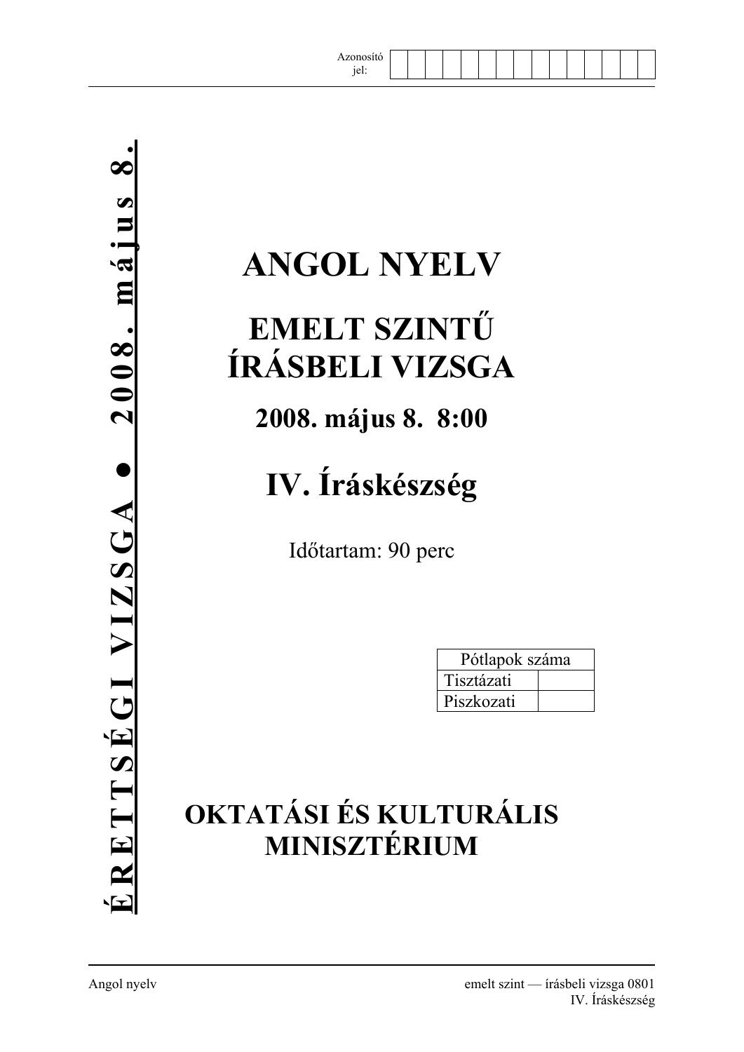Azonosító jel:

ÉRETTSÉGI VIZSGA • 2008. május 8.

# ANGOL NYELV

## EMELT SZINTŰ ÍRÁSBELI VIZSGA

### 2008. május 8. 8:00

## IV. Íráskészség

Időtartam: 90 perc

| Pótlapok száma | |
|---|---|
| Tisztázati | |
| Piszkozati | |

**OKTATÁSI ÉS KULTURÁLIS MINISZTÉRIUM**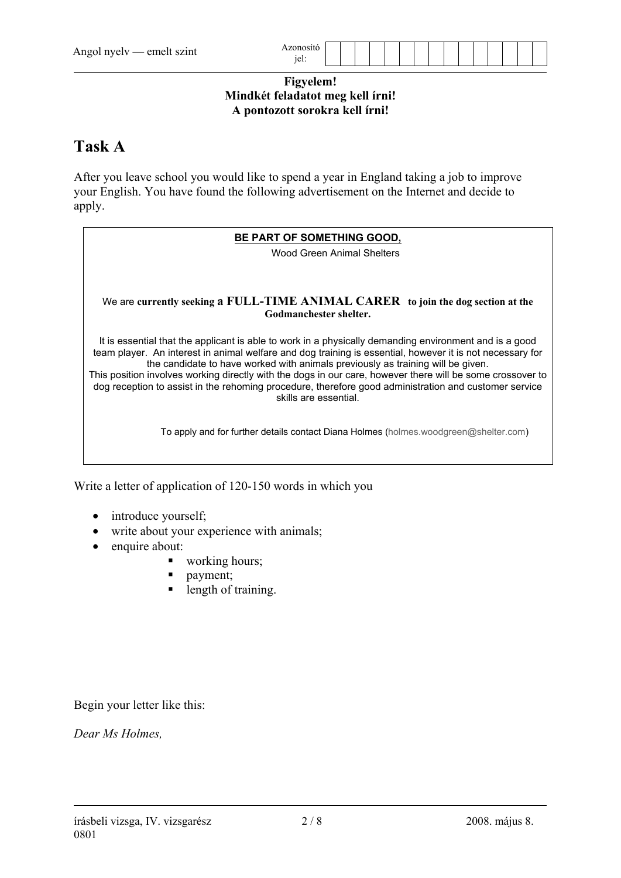**Figyelem!**
**Mindkét feladatot meg kell írni!**
**A pontozott sorokra kell írni!**

# Task A

After you leave school you would like to spend a year in England taking a job to improve your English. You have found the following advertisement on the Internet and decide to apply.

> **BE PART OF SOMETHING GOOD,**
>
> Wood Green Animal Shelters
>
> We are **currently seeking** a **FULL-TIME ANIMAL CARER** **to join the dog section at the Godmanchester shelter.**
>
> It is essential that the applicant is able to work in a physically demanding environment and is a good team player. An interest in animal welfare and dog training is essential, however it is not necessary for the candidate to have worked with animals previously as training will be given.
> This position involves working directly with the dogs in our care, however there will be some crossover to dog reception to assist in the rehoming procedure, therefore good administration and customer service skills are essential.
>
> To apply and for further details contact Diana Holmes (holmes.woodgreen@shelter.com)

Write a letter of application of 120-150 words in which you

- introduce yourself;
- write about your experience with animals;
- enquire about:
  - working hours;
  - payment;
  - length of training.

Begin your letter like this:

*Dear Ms Holmes,*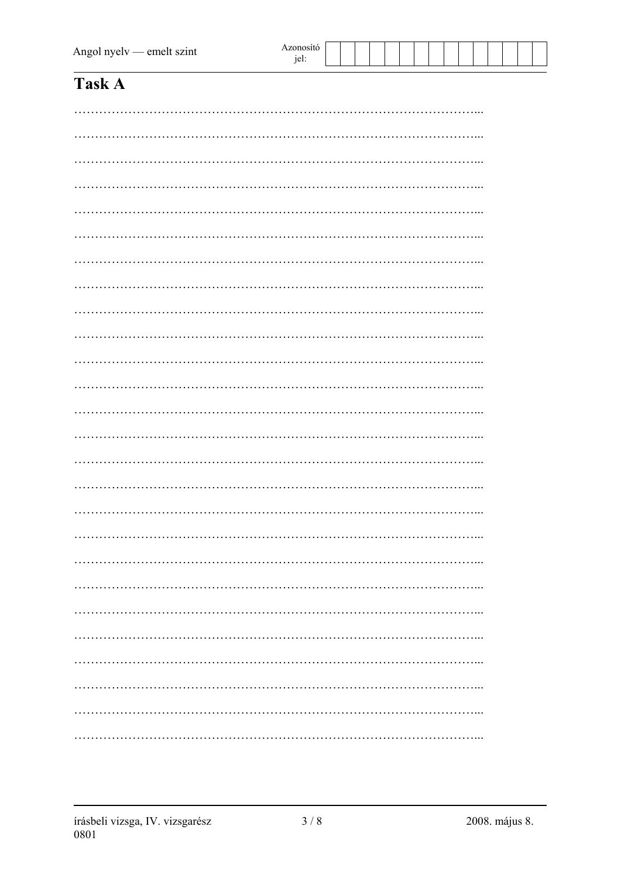## Task A

……………………………………………………………………………………...

……………………………………………………………………………………...

……………………………………………………………………………………...

……………………………………………………………………………………...

……………………………………………………………………………………...

……………………………………………………………………………………...

……………………………………………………………………………………...

……………………………………………………………………………………...

……………………………………………………………………………………...

……………………………………………………………………………………...

……………………………………………………………………………………...

……………………………………………………………………………………...

……………………………………………………………………………………...

……………………………………………………………………………………...

……………………………………………………………………………………...

……………………………………………………………………………………...

……………………………………………………………………………………...

……………………………………………………………………………………...

……………………………………………………………………………………...

……………………………………………………………………………………...

……………………………………………………………………………………...

……………………………………………………………………………………...

……………………………………………………………………………………...

……………………………………………………………………………………...

……………………………………………………………………………………...

……………………………………………………………………………………...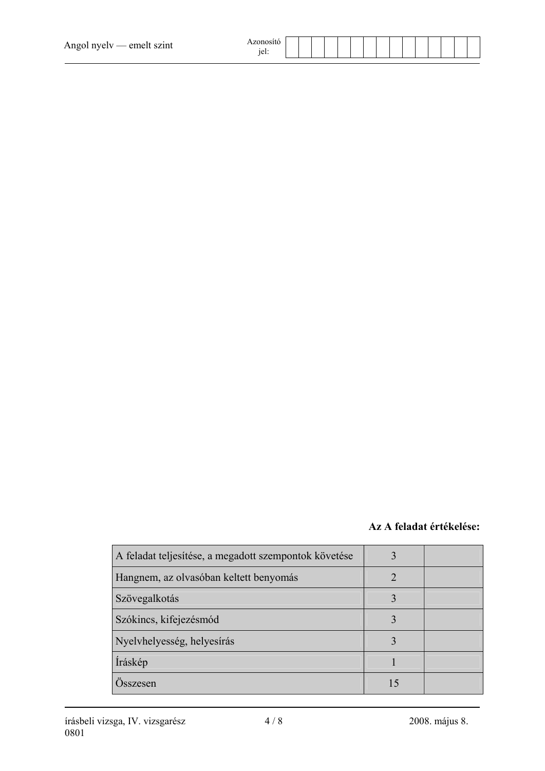**Az A feladat értékelése:**

| | | |
|---|---|---|
| A feladat teljesítése, a megadott szempontok követése | 3 | |
| Hangnem, az olvasóban keltett benyomás | 2 | |
| Szövegalkotás | 3 | |
| Szókincs, kifejezésmód | 3 | |
| Nyelvhelyesség, helyesírás | 3 | |
| Íráskép | 1 | |
| Összesen | 15 | |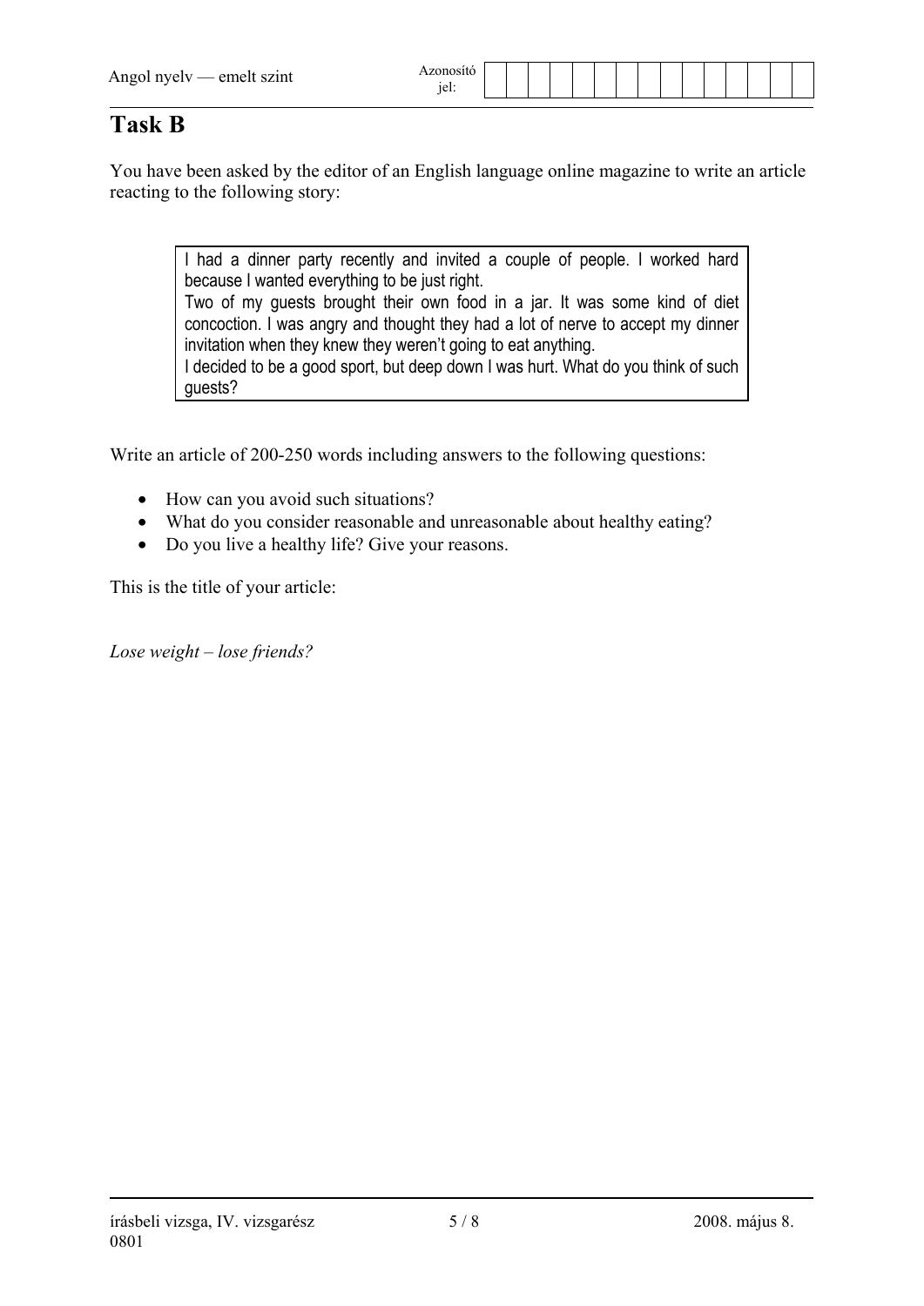# Task B

You have been asked by the editor of an English language online magazine to write an article reacting to the following story:

> I had a dinner party recently and invited a couple of people. I worked hard because I wanted everything to be just right.
> Two of my guests brought their own food in a jar. It was some kind of diet concoction. I was angry and thought they had a lot of nerve to accept my dinner invitation when they knew they weren't going to eat anything.
> I decided to be a good sport, but deep down I was hurt. What do you think of such guests?

Write an article of 200-250 words including answers to the following questions:

- How can you avoid such situations?
- What do you consider reasonable and unreasonable about healthy eating?
- Do you live a healthy life? Give your reasons.

This is the title of your article:

*Lose weight – lose friends?*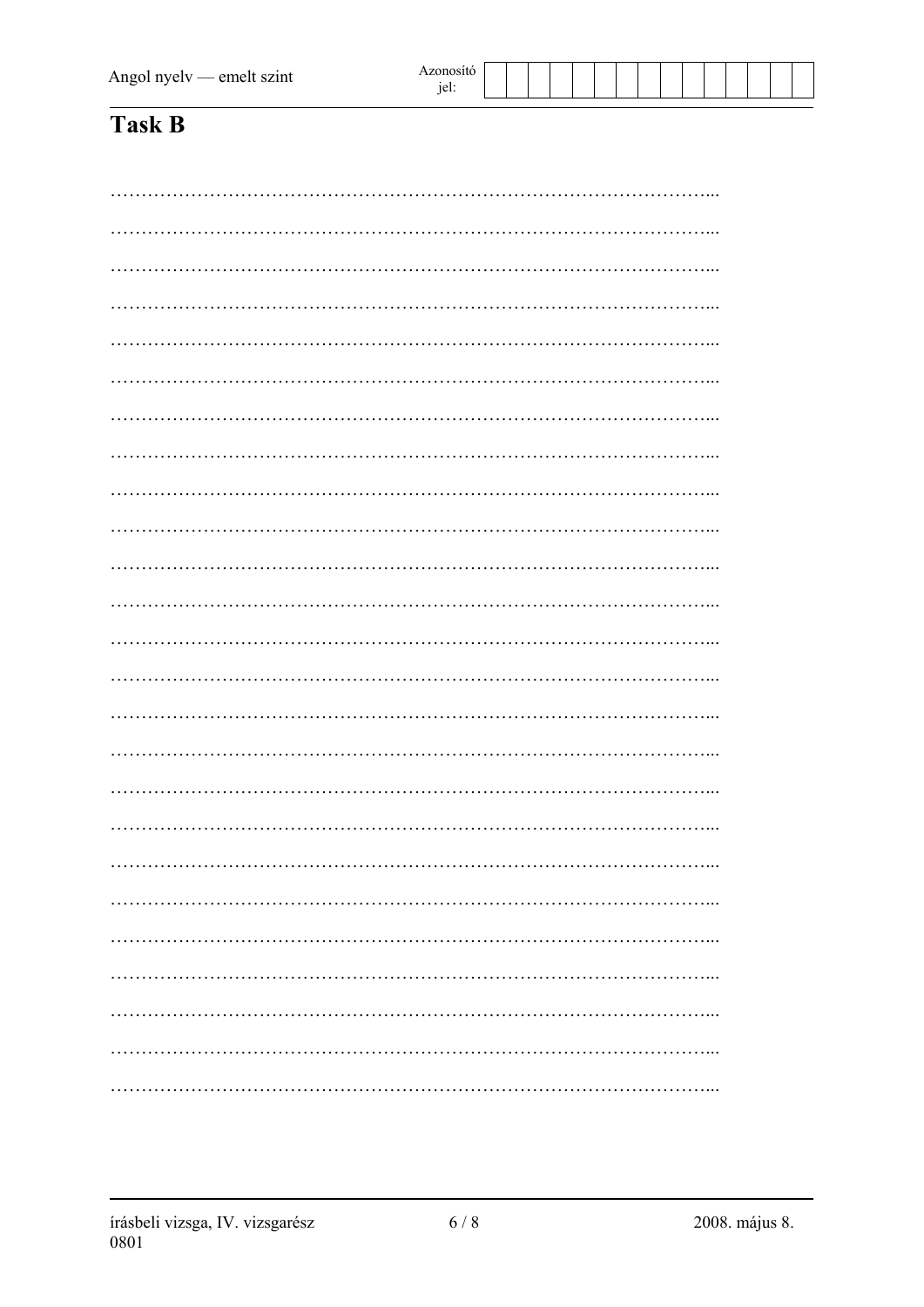## Task B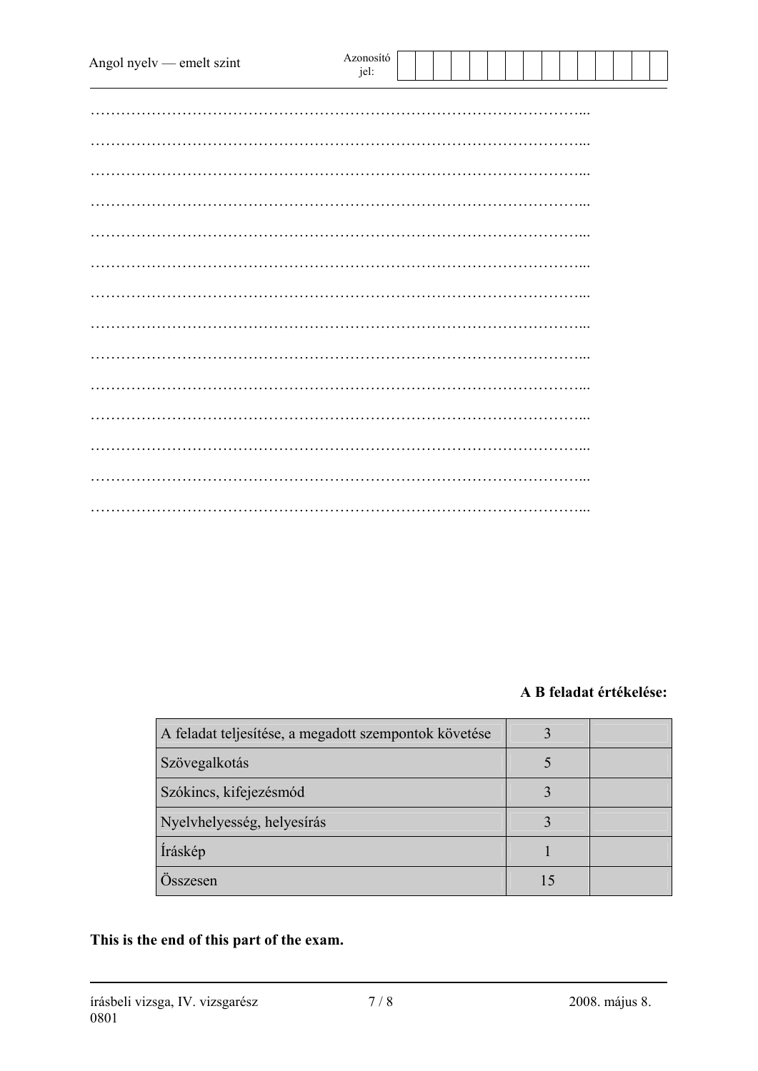……………………………………………………………………………………...

……………………………………………………………………………………...

……………………………………………………………………………………...

……………………………………………………………………………………...

……………………………………………………………………………………...

……………………………………………………………………………………...

……………………………………………………………………………………...

……………………………………………………………………………………...

……………………………………………………………………………………...

……………………………………………………………………………………...

……………………………………………………………………………………...

……………………………………………………………………………………...

……………………………………………………………………………………...

……………………………………………………………………………………...

**A B feladat értékelése:**

| A feladat teljesítése, a megadott szempontok követése | 3 | |
|---|---|---|
| Szövegalkotás | 5 | |
| Szókincs, kifejezésmód | 3 | |
| Nyelvhelyesség, helyesírás | 3 | |
| Íráskép | 1 | |
| Összesen | 15 | |

**This is the end of this part of the exam.**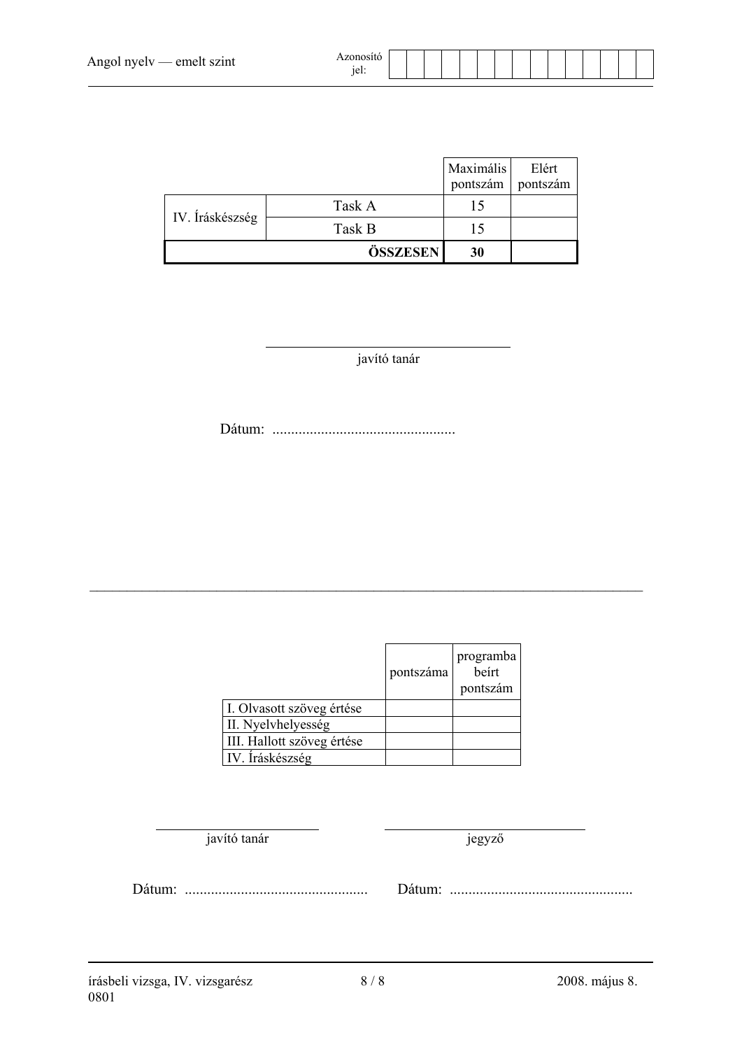| | | Maximális pontszám | Elért pontszám |
|---|---|---|---|
| IV. Íráskészség | Task A | 15 | |
| | Task B | 15 | |
| | **ÖSSZESEN** | **30** | |

javító tanár

Dátum: ................................................

| | pontszáma | programba beírt pontszám |
|---|---|---|
| I. Olvasott szöveg értése | | |
| II. Nyelvhelyesség | | |
| III. Hallott szöveg értése | | |
| IV. Íráskészség | | |

javító tanár

jegyző

Dátum: ................................................ Dátum: ................................................